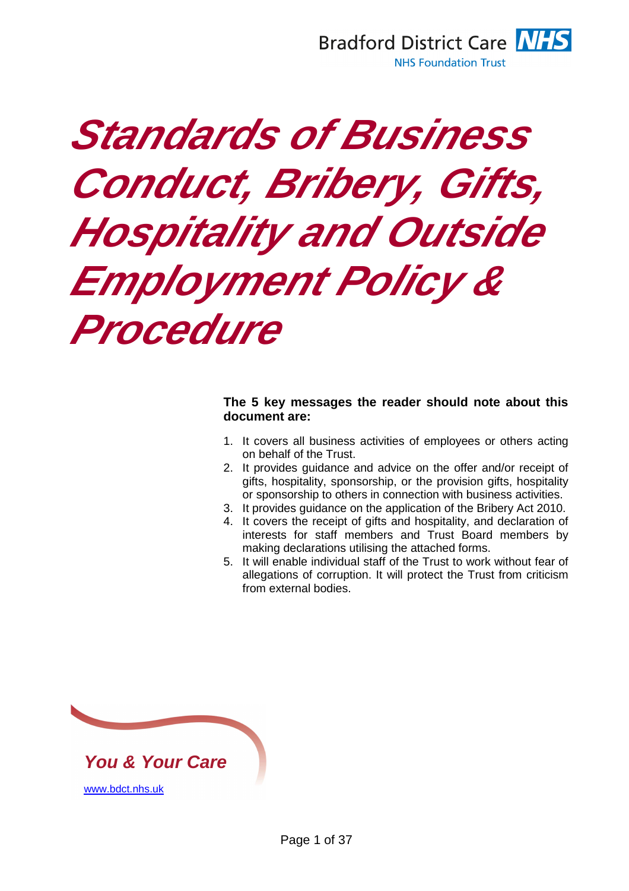Bradford District Care **NHS**

NHS Foundation Trust

# *Standards of Business Conduct, Bribery, Gifts, Hospitality and Outside Employment Policy & Procedure*

**The 5 key messages the reader should note about this document are:**

1. It covers all business activities of employees or others acting on behalf of the Trust.
2. It provides guidance and advice on the offer and/or receipt of gifts, hospitality, sponsorship, or the provision gifts, hospitality or sponsorship to others in connection with business activities.
3. It provides guidance on the application of the Bribery Act 2010.
4. It covers the receipt of gifts and hospitality, and declaration of interests for staff members and Trust Board members by making declarations utilising the attached forms.
5. It will enable individual staff of the Trust to work without fear of allegations of corruption. It will protect the Trust from criticism from external bodies.

***You & Your Care***

www.bdct.nhs.uk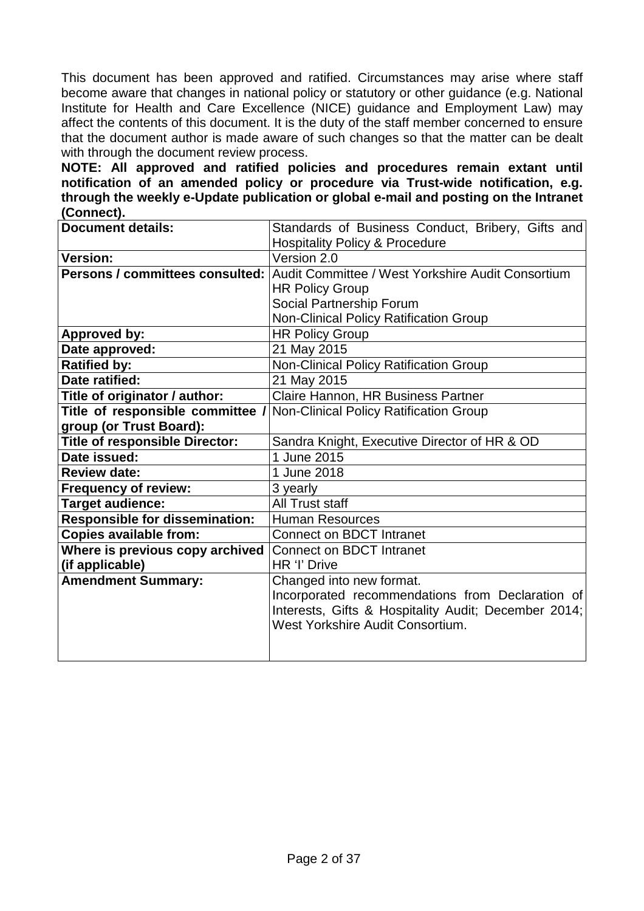This document has been approved and ratified. Circumstances may arise where staff become aware that changes in national policy or statutory or other guidance (e.g. National Institute for Health and Care Excellence (NICE) guidance and Employment Law) may affect the contents of this document. It is the duty of the staff member concerned to ensure that the document author is made aware of such changes so that the matter can be dealt with through the document review process.

**NOTE: All approved and ratified policies and procedures remain extant until notification of an amended policy or procedure via Trust-wide notification, e.g. through the weekly e-Update publication or global e-mail and posting on the Intranet (Connect).**

| **Document details:** | Standards of Business Conduct, Bribery, Gifts and Hospitality Policy & Procedure |
|---|---|
| **Version:** | Version 2.0 |
| **Persons / committees consulted:** | Audit Committee / West Yorkshire Audit Consortium<br>HR Policy Group<br>Social Partnership Forum<br>Non-Clinical Policy Ratification Group |
| **Approved by:** | HR Policy Group |
| **Date approved:** | 21 May 2015 |
| **Ratified by:** | Non-Clinical Policy Ratification Group |
| **Date ratified:** | 21 May 2015 |
| **Title of originator / author:** | Claire Hannon, HR Business Partner |
| **Title of responsible committee / group (or Trust Board):** | Non-Clinical Policy Ratification Group |
| **Title of responsible Director:** | Sandra Knight, Executive Director of HR & OD |
| **Date issued:** | 1 June 2015 |
| **Review date:** | 1 June 2018 |
| **Frequency of review:** | 3 yearly |
| **Target audience:** | All Trust staff |
| **Responsible for dissemination:** | Human Resources |
| **Copies available from:** | Connect on BDCT Intranet |
| **Where is previous copy archived (if applicable)** | Connect on BDCT Intranet<br>HR 'I' Drive |
| **Amendment Summary:** | Changed into new format.<br>Incorporated recommendations from Declaration of Interests, Gifts & Hospitality Audit; December 2014; West Yorkshire Audit Consortium. |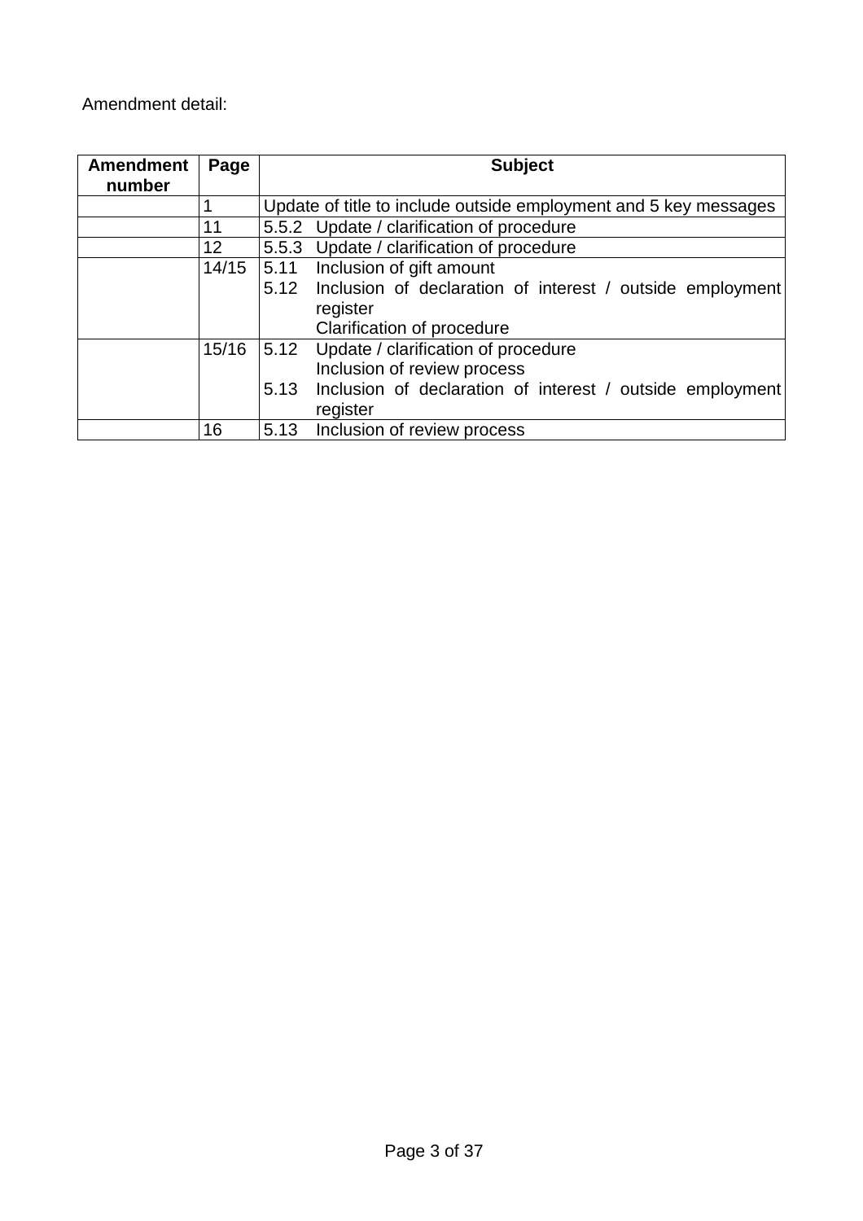Amendment detail:

| Amendment number | Page | Subject |
|---|---|---|
| | 1 | Update of title to include outside employment and 5 key messages |
| | 11 | 5.5.2 Update / clarification of procedure |
| | 12 | 5.5.3 Update / clarification of procedure |
| | 14/15 | 5.11 Inclusion of gift amount<br>5.12 Inclusion of declaration of interest / outside employment register<br>Clarification of procedure |
| | 15/16 | 5.12 Update / clarification of procedure<br>Inclusion of review process<br>5.13 Inclusion of declaration of interest / outside employment register |
| | 16 | 5.13 Inclusion of review process |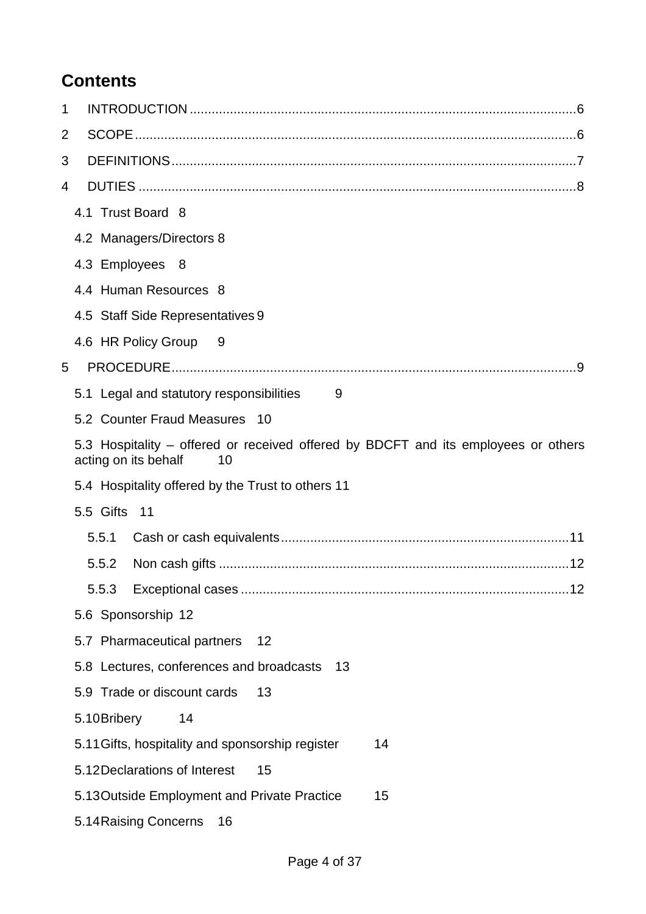## Contents

1 INTRODUCTION .......................................................................................................... 6

2 SCOPE ........................................................................................................................ 6

3 DEFINITIONS .............................................................................................................. 7

4 DUTIES ....................................................................................................................... 8

- 4.1 Trust Board 8
- 4.2 Managers/Directors 8
- 4.3 Employees 8
- 4.4 Human Resources 8
- 4.5 Staff Side Representatives 9
- 4.6 HR Policy Group 9

5 PROCEDURE .............................................................................................................. 9

- 5.1 Legal and statutory responsibilities 9
- 5.2 Counter Fraud Measures 10
- 5.3 Hospitality – offered or received offered by BDCFT and its employees or others acting on its behalf 10
- 5.4 Hospitality offered by the Trust to others 11
- 5.5 Gifts 11
  - 5.5.1 Cash or cash equivalents .............................................................................. 11
  - 5.5.2 Non cash gifts ................................................................................................ 12
  - 5.5.3 Exceptional cases .......................................................................................... 12
- 5.6 Sponsorship 12
- 5.7 Pharmaceutical partners 12
- 5.8 Lectures, conferences and broadcasts 13
- 5.9 Trade or discount cards 13
- 5.10 Bribery 14
- 5.11 Gifts, hospitality and sponsorship register 14
- 5.12 Declarations of Interest 15
- 5.13 Outside Employment and Private Practice 15
- 5.14 Raising Concerns 16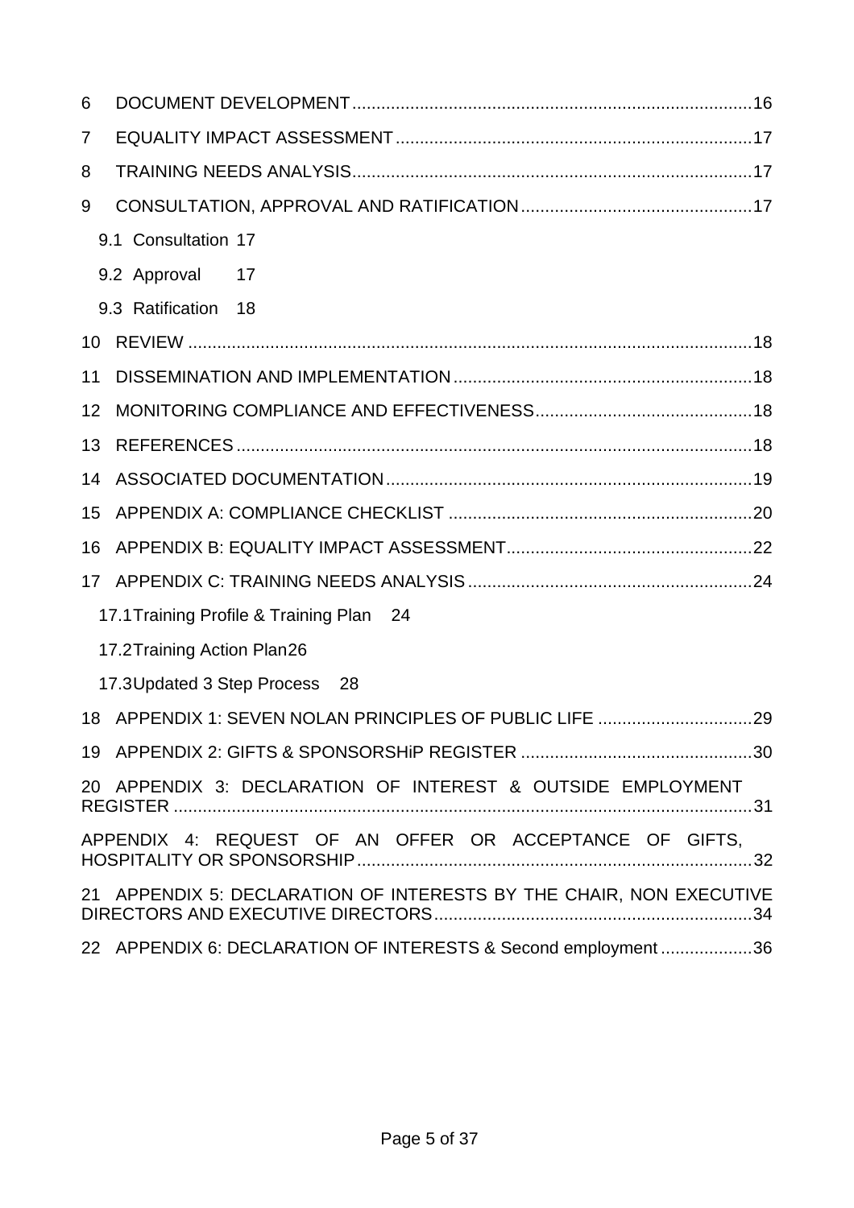6 DOCUMENT DEVELOPMENT ..................................................................................16

7 EQUALITY IMPACT ASSESSMENT .........................................................................17

8 TRAINING NEEDS ANALYSIS...................................................................................17

9 CONSULTATION, APPROVAL AND RATIFICATION ................................................17

9.1 Consultation 17

9.2 Approval 17

9.3 Ratification 18

10 REVIEW .....................................................................................................................18

11 DISSEMINATION AND IMPLEMENTATION ..............................................................18

12 MONITORING COMPLIANCE AND EFFECTIVENESS.............................................18

13 REFERENCES ...........................................................................................................18

14 ASSOCIATED DOCUMENTATION............................................................................19

15 APPENDIX A: COMPLIANCE CHECKLIST ...............................................................20

16 APPENDIX B: EQUALITY IMPACT ASSESSMENT...................................................22

17 APPENDIX C: TRAINING NEEDS ANALYSIS ...........................................................24

17.1 Training Profile & Training Plan 24

17.2 Training Action Plan 26

17.3 Updated 3 Step Process 28

18 APPENDIX 1: SEVEN NOLAN PRINCIPLES OF PUBLIC LIFE ................................29

19 APPENDIX 2: GIFTS & SPONSORSHiP REGISTER ................................................30

20 APPENDIX 3: DECLARATION OF INTEREST & OUTSIDE EMPLOYMENT REGISTER ........................................................................................................................31

APPENDIX 4: REQUEST OF AN OFFER OR ACCEPTANCE OF GIFTS, HOSPITALITY OR SPONSORSHIP..................................................................................32

21 APPENDIX 5: DECLARATION OF INTERESTS BY THE CHAIR, NON EXECUTIVE DIRECTORS AND EXECUTIVE DIRECTORS.................................................................34

22 APPENDIX 6: DECLARATION OF INTERESTS & Second employment ...................36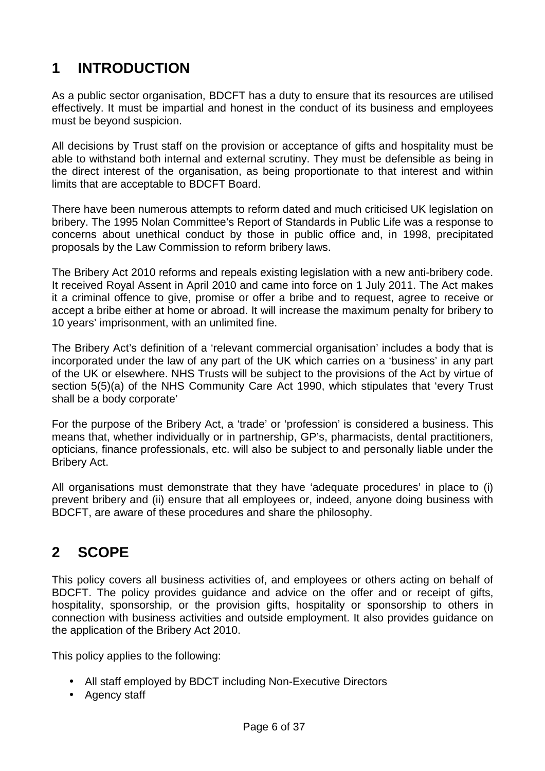# 1 INTRODUCTION

As a public sector organisation, BDCFT has a duty to ensure that its resources are utilised effectively. It must be impartial and honest in the conduct of its business and employees must be beyond suspicion.

All decisions by Trust staff on the provision or acceptance of gifts and hospitality must be able to withstand both internal and external scrutiny. They must be defensible as being in the direct interest of the organisation, as being proportionate to that interest and within limits that are acceptable to BDCFT Board.

There have been numerous attempts to reform dated and much criticised UK legislation on bribery. The 1995 Nolan Committee's Report of Standards in Public Life was a response to concerns about unethical conduct by those in public office and, in 1998, precipitated proposals by the Law Commission to reform bribery laws.

The Bribery Act 2010 reforms and repeals existing legislation with a new anti-bribery code. It received Royal Assent in April 2010 and came into force on 1 July 2011. The Act makes it a criminal offence to give, promise or offer a bribe and to request, agree to receive or accept a bribe either at home or abroad. It will increase the maximum penalty for bribery to 10 years' imprisonment, with an unlimited fine.

The Bribery Act's definition of a 'relevant commercial organisation' includes a body that is incorporated under the law of any part of the UK which carries on a 'business' in any part of the UK or elsewhere. NHS Trusts will be subject to the provisions of the Act by virtue of section 5(5)(a) of the NHS Community Care Act 1990, which stipulates that 'every Trust shall be a body corporate'

For the purpose of the Bribery Act, a 'trade' or 'profession' is considered a business. This means that, whether individually or in partnership, GP's, pharmacists, dental practitioners, opticians, finance professionals, etc. will also be subject to and personally liable under the Bribery Act.

All organisations must demonstrate that they have 'adequate procedures' in place to (i) prevent bribery and (ii) ensure that all employees or, indeed, anyone doing business with BDCFT, are aware of these procedures and share the philosophy.

# 2 SCOPE

This policy covers all business activities of, and employees or others acting on behalf of BDCFT. The policy provides guidance and advice on the offer and or receipt of gifts, hospitality, sponsorship, or the provision gifts, hospitality or sponsorship to others in connection with business activities and outside employment. It also provides guidance on the application of the Bribery Act 2010.

This policy applies to the following:

- All staff employed by BDCT including Non-Executive Directors
- Agency staff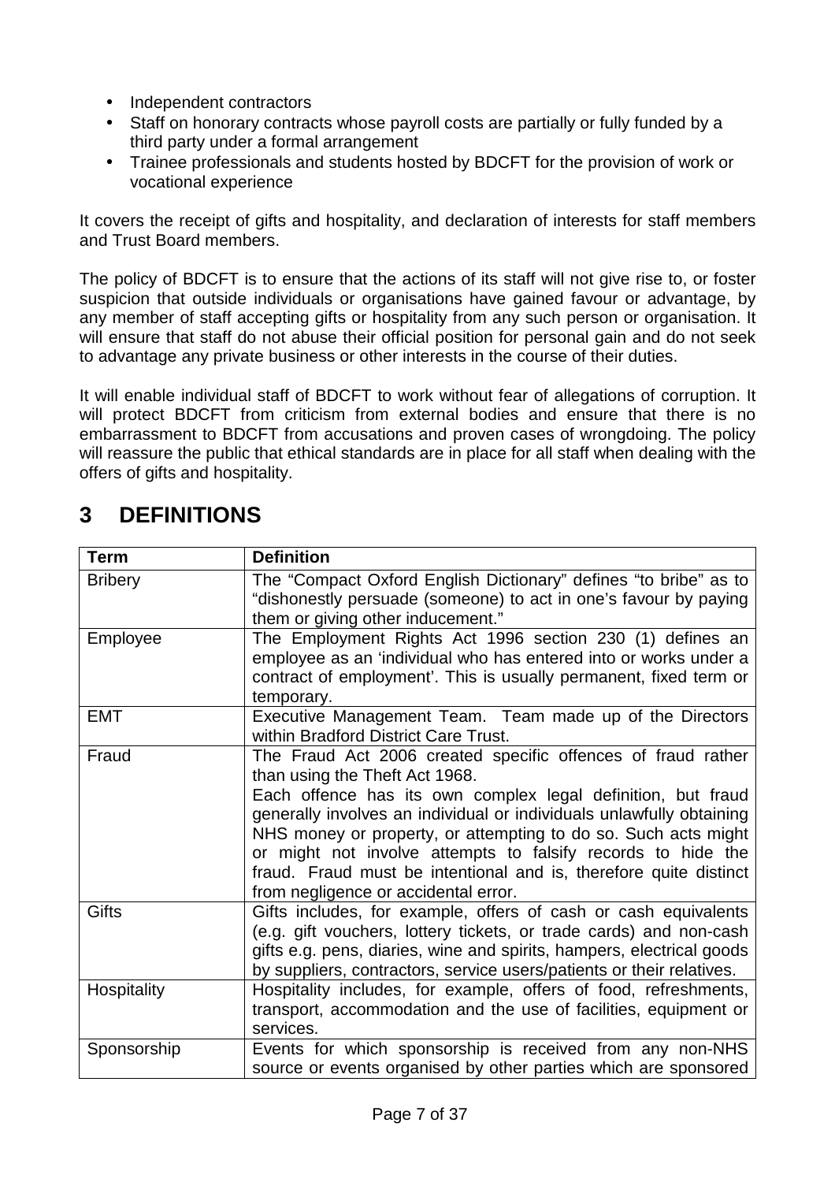- Independent contractors
- Staff on honorary contracts whose payroll costs are partially or fully funded by a third party under a formal arrangement
- Trainee professionals and students hosted by BDCFT for the provision of work or vocational experience

It covers the receipt of gifts and hospitality, and declaration of interests for staff members and Trust Board members.

The policy of BDCFT is to ensure that the actions of its staff will not give rise to, or foster suspicion that outside individuals or organisations have gained favour or advantage, by any member of staff accepting gifts or hospitality from any such person or organisation. It will ensure that staff do not abuse their official position for personal gain and do not seek to advantage any private business or other interests in the course of their duties.

It will enable individual staff of BDCFT to work without fear of allegations of corruption. It will protect BDCFT from criticism from external bodies and ensure that there is no embarrassment to BDCFT from accusations and proven cases of wrongdoing. The policy will reassure the public that ethical standards are in place for all staff when dealing with the offers of gifts and hospitality.

# 3 DEFINITIONS

| Term | Definition |
|---|---|
| Bribery | The "Compact Oxford English Dictionary" defines "to bribe" as to "dishonestly persuade (someone) to act in one's favour by paying them or giving other inducement." |
| Employee | The Employment Rights Act 1996 section 230 (1) defines an employee as an 'individual who has entered into or works under a contract of employment'. This is usually permanent, fixed term or temporary. |
| EMT | Executive Management Team. Team made up of the Directors within Bradford District Care Trust. |
| Fraud | The Fraud Act 2006 created specific offences of fraud rather than using the Theft Act 1968.<br>Each offence has its own complex legal definition, but fraud generally involves an individual or individuals unlawfully obtaining NHS money or property, or attempting to do so. Such acts might or might not involve attempts to falsify records to hide the fraud. Fraud must be intentional and is, therefore quite distinct from negligence or accidental error. |
| Gifts | Gifts includes, for example, offers of cash or cash equivalents (e.g. gift vouchers, lottery tickets, or trade cards) and non-cash gifts e.g. pens, diaries, wine and spirits, hampers, electrical goods by suppliers, contractors, service users/patients or their relatives. |
| Hospitality | Hospitality includes, for example, offers of food, refreshments, transport, accommodation and the use of facilities, equipment or services. |
| Sponsorship | Events for which sponsorship is received from any non-NHS source or events organised by other parties which are sponsored |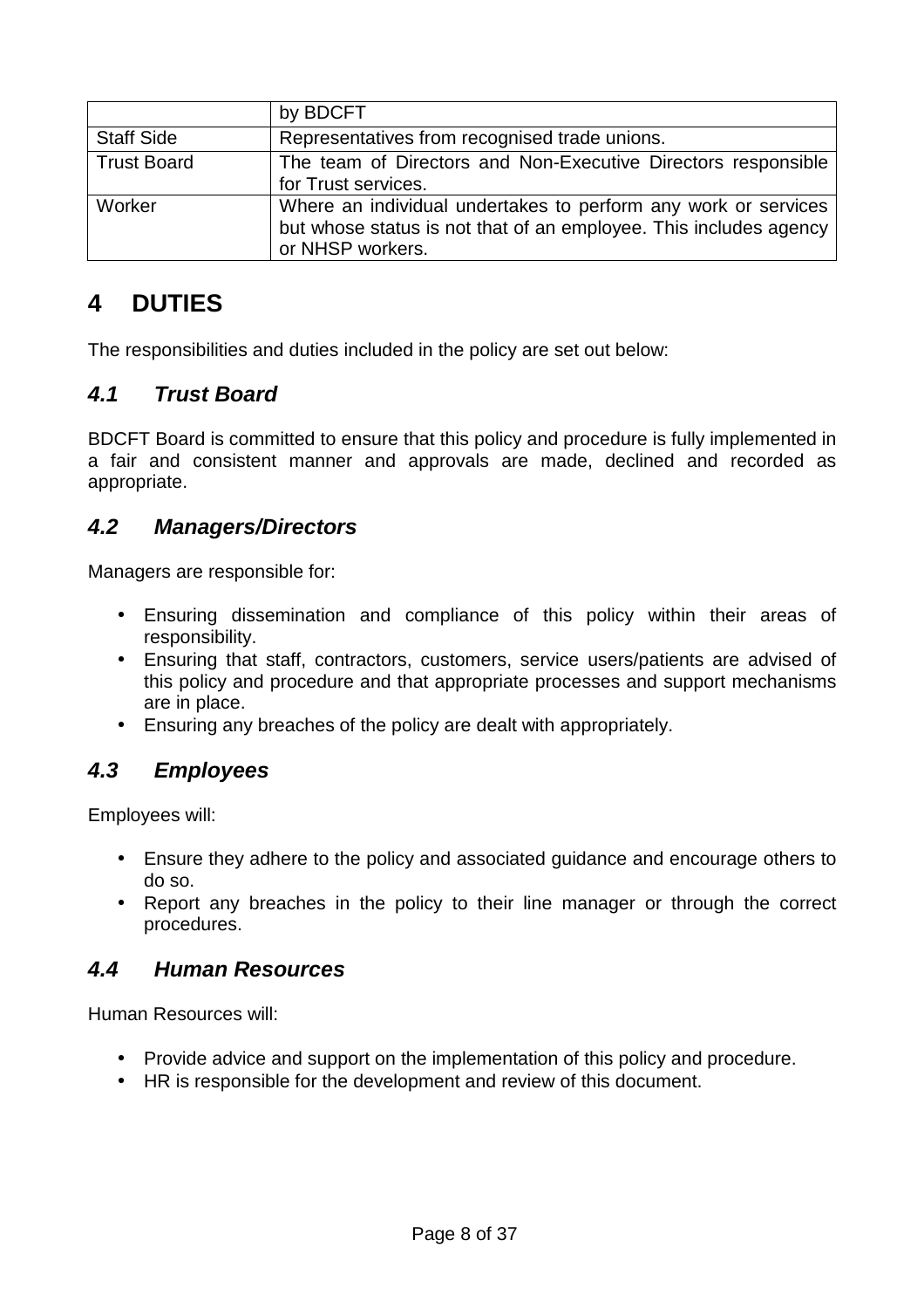|  |  |
|---|---|
|  | by BDCFT |
| Staff Side | Representatives from recognised trade unions. |
| Trust Board | The team of Directors and Non-Executive Directors responsible for Trust services. |
| Worker | Where an individual undertakes to perform any work or services but whose status is not that of an employee. This includes agency or NHSP workers. |

# 4 DUTIES

The responsibilities and duties included in the policy are set out below:

## *4.1 Trust Board*

BDCFT Board is committed to ensure that this policy and procedure is fully implemented in a fair and consistent manner and approvals are made, declined and recorded as appropriate.

## *4.2 Managers/Directors*

Managers are responsible for:

- Ensuring dissemination and compliance of this policy within their areas of responsibility.
- Ensuring that staff, contractors, customers, service users/patients are advised of this policy and procedure and that appropriate processes and support mechanisms are in place.
- Ensuring any breaches of the policy are dealt with appropriately.

## *4.3 Employees*

Employees will:

- Ensure they adhere to the policy and associated guidance and encourage others to do so.
- Report any breaches in the policy to their line manager or through the correct procedures.

## *4.4 Human Resources*

Human Resources will:

- Provide advice and support on the implementation of this policy and procedure.
- HR is responsible for the development and review of this document.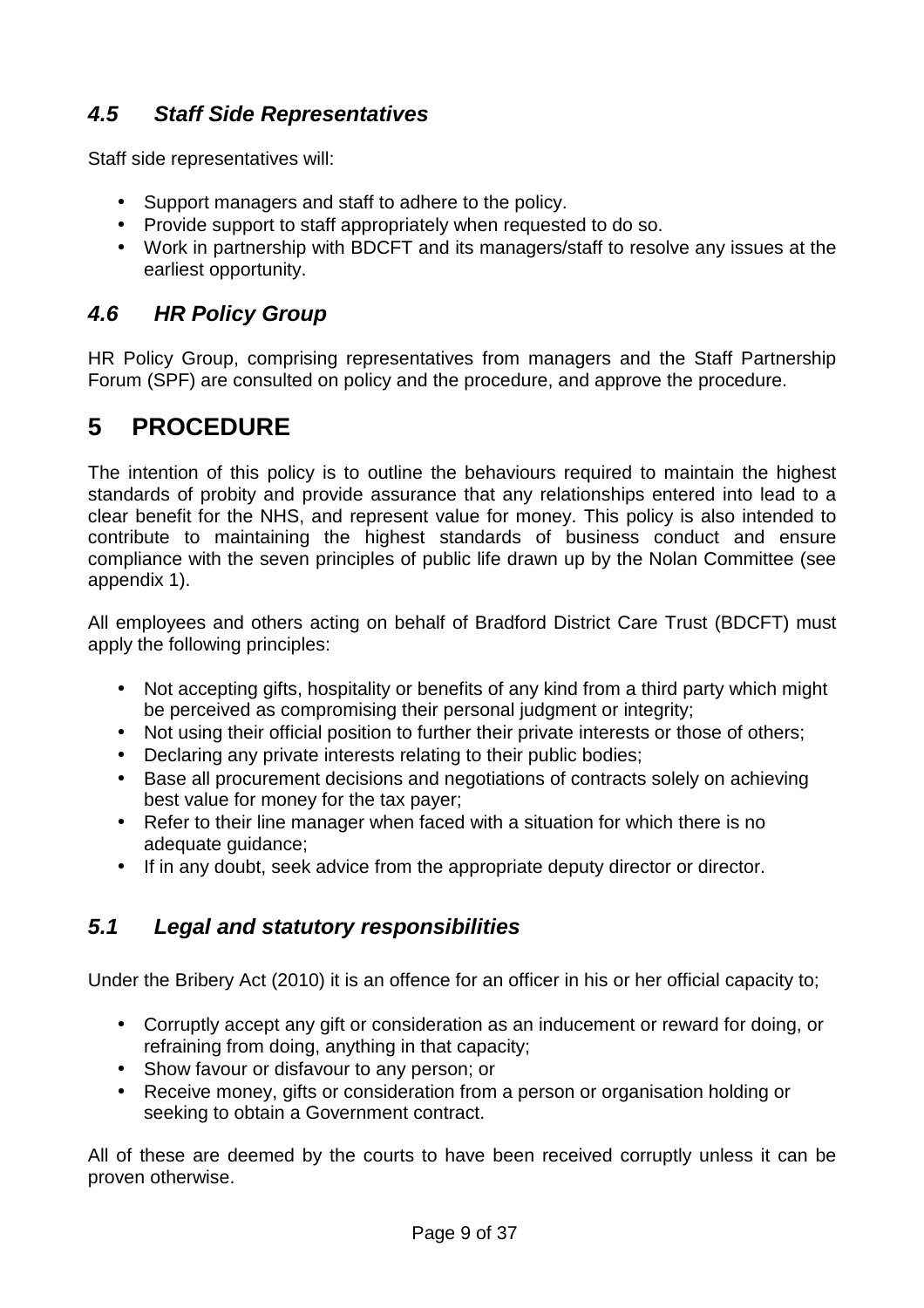### *4.5 Staff Side Representatives*

Staff side representatives will:

- Support managers and staff to adhere to the policy.
- Provide support to staff appropriately when requested to do so.
- Work in partnership with BDCFT and its managers/staff to resolve any issues at the earliest opportunity.

### *4.6 HR Policy Group*

HR Policy Group, comprising representatives from managers and the Staff Partnership Forum (SPF) are consulted on policy and the procedure, and approve the procedure.

## 5 PROCEDURE

The intention of this policy is to outline the behaviours required to maintain the highest standards of probity and provide assurance that any relationships entered into lead to a clear benefit for the NHS, and represent value for money. This policy is also intended to contribute to maintaining the highest standards of business conduct and ensure compliance with the seven principles of public life drawn up by the Nolan Committee (see appendix 1).

All employees and others acting on behalf of Bradford District Care Trust (BDCFT) must apply the following principles:

- Not accepting gifts, hospitality or benefits of any kind from a third party which might be perceived as compromising their personal judgment or integrity;
- Not using their official position to further their private interests or those of others;
- Declaring any private interests relating to their public bodies;
- Base all procurement decisions and negotiations of contracts solely on achieving best value for money for the tax payer;
- Refer to their line manager when faced with a situation for which there is no adequate guidance;
- If in any doubt, seek advice from the appropriate deputy director or director.

### *5.1 Legal and statutory responsibilities*

Under the Bribery Act (2010) it is an offence for an officer in his or her official capacity to;

- Corruptly accept any gift or consideration as an inducement or reward for doing, or refraining from doing, anything in that capacity;
- Show favour or disfavour to any person; or
- Receive money, gifts or consideration from a person or organisation holding or seeking to obtain a Government contract.

All of these are deemed by the courts to have been received corruptly unless it can be proven otherwise.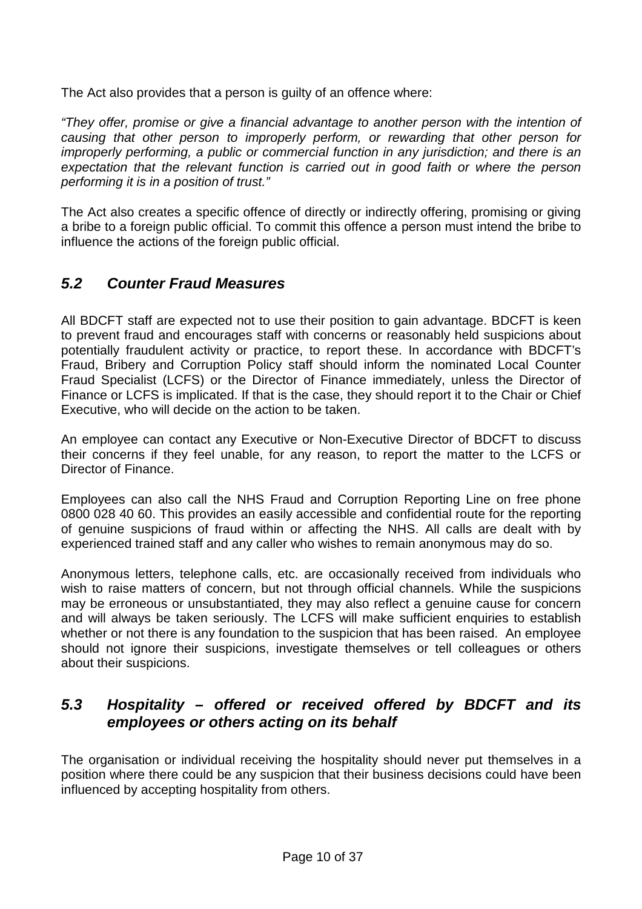The Act also provides that a person is guilty of an offence where:

*"They offer, promise or give a financial advantage to another person with the intention of causing that other person to improperly perform, or rewarding that other person for improperly performing, a public or commercial function in any jurisdiction; and there is an expectation that the relevant function is carried out in good faith or where the person performing it is in a position of trust."*

The Act also creates a specific offence of directly or indirectly offering, promising or giving a bribe to a foreign public official. To commit this offence a person must intend the bribe to influence the actions of the foreign public official.

## *5.2 Counter Fraud Measures*

All BDCFT staff are expected not to use their position to gain advantage. BDCFT is keen to prevent fraud and encourages staff with concerns or reasonably held suspicions about potentially fraudulent activity or practice, to report these. In accordance with BDCFT's Fraud, Bribery and Corruption Policy staff should inform the nominated Local Counter Fraud Specialist (LCFS) or the Director of Finance immediately, unless the Director of Finance or LCFS is implicated. If that is the case, they should report it to the Chair or Chief Executive, who will decide on the action to be taken.

An employee can contact any Executive or Non-Executive Director of BDCFT to discuss their concerns if they feel unable, for any reason, to report the matter to the LCFS or Director of Finance.

Employees can also call the NHS Fraud and Corruption Reporting Line on free phone 0800 028 40 60. This provides an easily accessible and confidential route for the reporting of genuine suspicions of fraud within or affecting the NHS. All calls are dealt with by experienced trained staff and any caller who wishes to remain anonymous may do so.

Anonymous letters, telephone calls, etc. are occasionally received from individuals who wish to raise matters of concern, but not through official channels. While the suspicions may be erroneous or unsubstantiated, they may also reflect a genuine cause for concern and will always be taken seriously. The LCFS will make sufficient enquiries to establish whether or not there is any foundation to the suspicion that has been raised. An employee should not ignore their suspicions, investigate themselves or tell colleagues or others about their suspicions.

## *5.3 Hospitality – offered or received offered by BDCFT and its employees or others acting on its behalf*

The organisation or individual receiving the hospitality should never put themselves in a position where there could be any suspicion that their business decisions could have been influenced by accepting hospitality from others.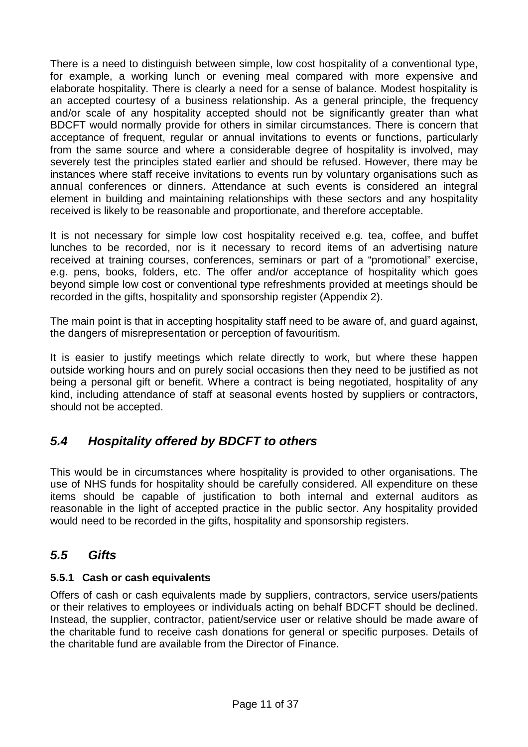There is a need to distinguish between simple, low cost hospitality of a conventional type, for example, a working lunch or evening meal compared with more expensive and elaborate hospitality. There is clearly a need for a sense of balance. Modest hospitality is an accepted courtesy of a business relationship. As a general principle, the frequency and/or scale of any hospitality accepted should not be significantly greater than what BDCFT would normally provide for others in similar circumstances. There is concern that acceptance of frequent, regular or annual invitations to events or functions, particularly from the same source and where a considerable degree of hospitality is involved, may severely test the principles stated earlier and should be refused. However, there may be instances where staff receive invitations to events run by voluntary organisations such as annual conferences or dinners. Attendance at such events is considered an integral element in building and maintaining relationships with these sectors and any hospitality received is likely to be reasonable and proportionate, and therefore acceptable.

It is not necessary for simple low cost hospitality received e.g. tea, coffee, and buffet lunches to be recorded, nor is it necessary to record items of an advertising nature received at training courses, conferences, seminars or part of a "promotional" exercise, e.g. pens, books, folders, etc. The offer and/or acceptance of hospitality which goes beyond simple low cost or conventional type refreshments provided at meetings should be recorded in the gifts, hospitality and sponsorship register (Appendix 2).

The main point is that in accepting hospitality staff need to be aware of, and guard against, the dangers of misrepresentation or perception of favouritism.

It is easier to justify meetings which relate directly to work, but where these happen outside working hours and on purely social occasions then they need to be justified as not being a personal gift or benefit. Where a contract is being negotiated, hospitality of any kind, including attendance of staff at seasonal events hosted by suppliers or contractors, should not be accepted.

## *5.4 Hospitality offered by BDCFT to others*

This would be in circumstances where hospitality is provided to other organisations. The use of NHS funds for hospitality should be carefully considered. All expenditure on these items should be capable of justification to both internal and external auditors as reasonable in the light of accepted practice in the public sector. Any hospitality provided would need to be recorded in the gifts, hospitality and sponsorship registers.

## *5.5 Gifts*

### 5.5.1 Cash or cash equivalents

Offers of cash or cash equivalents made by suppliers, contractors, service users/patients or their relatives to employees or individuals acting on behalf BDCFT should be declined. Instead, the supplier, contractor, patient/service user or relative should be made aware of the charitable fund to receive cash donations for general or specific purposes. Details of the charitable fund are available from the Director of Finance.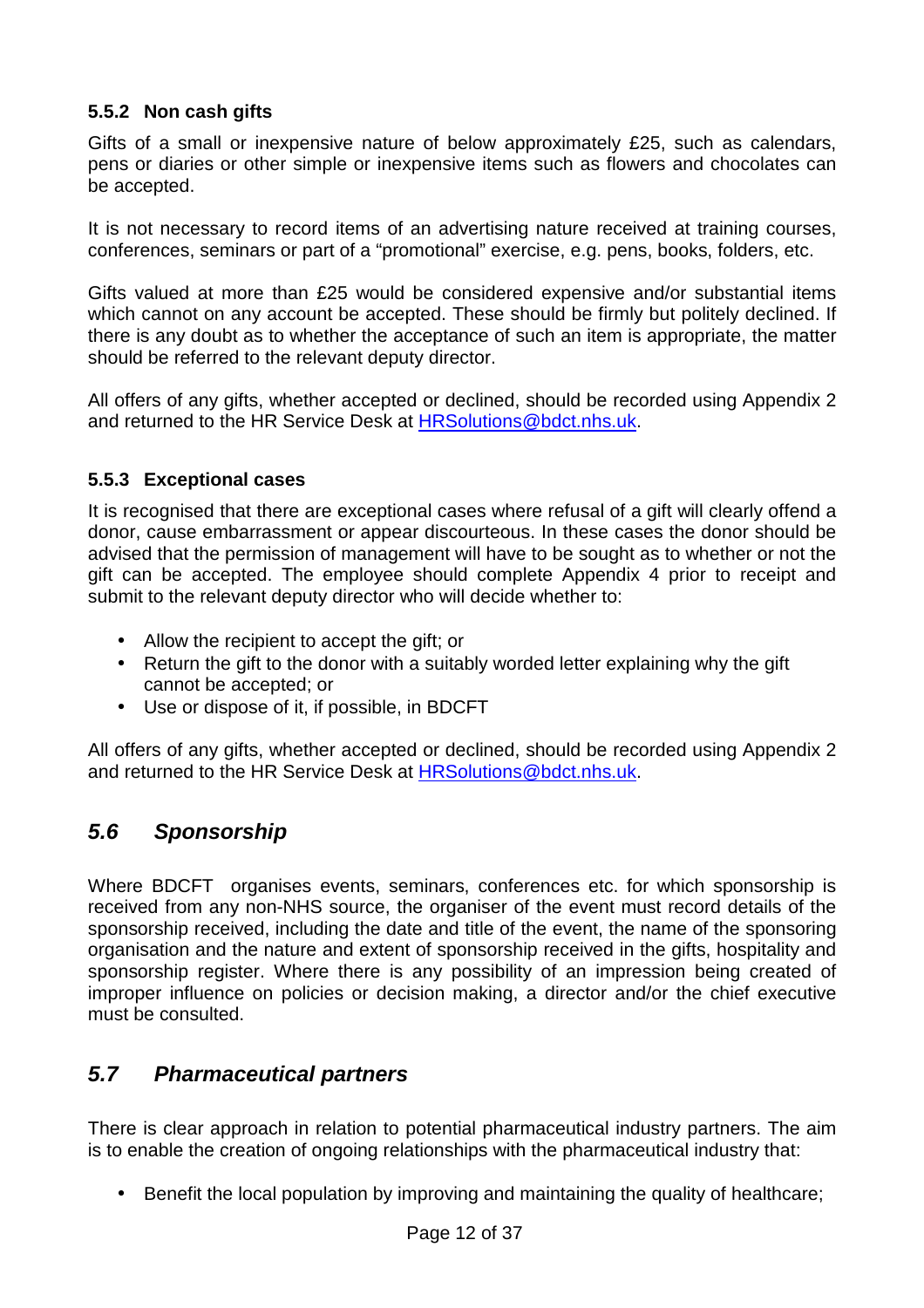### 5.5.2 Non cash gifts

Gifts of a small or inexpensive nature of below approximately £25, such as calendars, pens or diaries or other simple or inexpensive items such as flowers and chocolates can be accepted.

It is not necessary to record items of an advertising nature received at training courses, conferences, seminars or part of a "promotional" exercise, e.g. pens, books, folders, etc.

Gifts valued at more than £25 would be considered expensive and/or substantial items which cannot on any account be accepted. These should be firmly but politely declined. If there is any doubt as to whether the acceptance of such an item is appropriate, the matter should be referred to the relevant deputy director.

All offers of any gifts, whether accepted or declined, should be recorded using Appendix 2 and returned to the HR Service Desk at HRSolutions@bdct.nhs.uk.

### 5.5.3 Exceptional cases

It is recognised that there are exceptional cases where refusal of a gift will clearly offend a donor, cause embarrassment or appear discourteous. In these cases the donor should be advised that the permission of management will have to be sought as to whether or not the gift can be accepted. The employee should complete Appendix 4 prior to receipt and submit to the relevant deputy director who will decide whether to:

- Allow the recipient to accept the gift; or
- Return the gift to the donor with a suitably worded letter explaining why the gift cannot be accepted; or
- Use or dispose of it, if possible, in BDCFT

All offers of any gifts, whether accepted or declined, should be recorded using Appendix 2 and returned to the HR Service Desk at HRSolutions@bdct.nhs.uk.

## *5.6 Sponsorship*

Where BDCFT organises events, seminars, conferences etc. for which sponsorship is received from any non-NHS source, the organiser of the event must record details of the sponsorship received, including the date and title of the event, the name of the sponsoring organisation and the nature and extent of sponsorship received in the gifts, hospitality and sponsorship register. Where there is any possibility of an impression being created of improper influence on policies or decision making, a director and/or the chief executive must be consulted.

## *5.7 Pharmaceutical partners*

There is clear approach in relation to potential pharmaceutical industry partners. The aim is to enable the creation of ongoing relationships with the pharmaceutical industry that:

- Benefit the local population by improving and maintaining the quality of healthcare;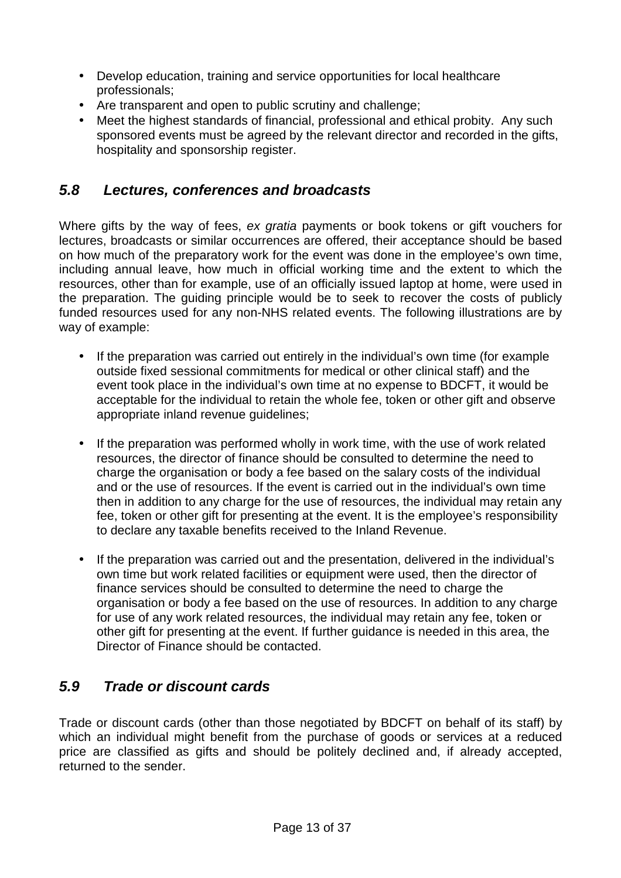- Develop education, training and service opportunities for local healthcare professionals;
- Are transparent and open to public scrutiny and challenge;
- Meet the highest standards of financial, professional and ethical probity. Any such sponsored events must be agreed by the relevant director and recorded in the gifts, hospitality and sponsorship register.

## *5.8 Lectures, conferences and broadcasts*

Where gifts by the way of fees, *ex gratia* payments or book tokens or gift vouchers for lectures, broadcasts or similar occurrences are offered, their acceptance should be based on how much of the preparatory work for the event was done in the employee's own time, including annual leave, how much in official working time and the extent to which the resources, other than for example, use of an officially issued laptop at home, were used in the preparation. The guiding principle would be to seek to recover the costs of publicly funded resources used for any non-NHS related events. The following illustrations are by way of example:

- If the preparation was carried out entirely in the individual's own time (for example outside fixed sessional commitments for medical or other clinical staff) and the event took place in the individual's own time at no expense to BDCFT, it would be acceptable for the individual to retain the whole fee, token or other gift and observe appropriate inland revenue guidelines;

- If the preparation was performed wholly in work time, with the use of work related resources, the director of finance should be consulted to determine the need to charge the organisation or body a fee based on the salary costs of the individual and or the use of resources. If the event is carried out in the individual's own time then in addition to any charge for the use of resources, the individual may retain any fee, token or other gift for presenting at the event. It is the employee's responsibility to declare any taxable benefits received to the Inland Revenue.

- If the preparation was carried out and the presentation, delivered in the individual's own time but work related facilities or equipment were used, then the director of finance services should be consulted to determine the need to charge the organisation or body a fee based on the use of resources. In addition to any charge for use of any work related resources, the individual may retain any fee, token or other gift for presenting at the event. If further guidance is needed in this area, the Director of Finance should be contacted.

## *5.9 Trade or discount cards*

Trade or discount cards (other than those negotiated by BDCFT on behalf of its staff) by which an individual might benefit from the purchase of goods or services at a reduced price are classified as gifts and should be politely declined and, if already accepted, returned to the sender.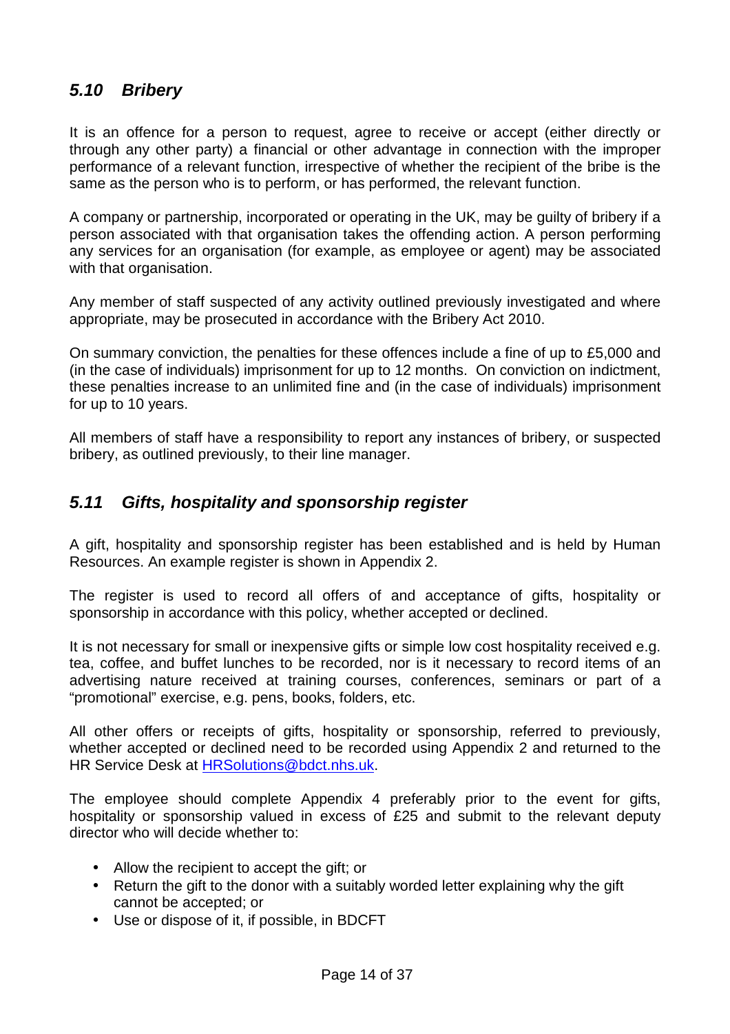## *5.10 Bribery*

It is an offence for a person to request, agree to receive or accept (either directly or through any other party) a financial or other advantage in connection with the improper performance of a relevant function, irrespective of whether the recipient of the bribe is the same as the person who is to perform, or has performed, the relevant function.

A company or partnership, incorporated or operating in the UK, may be guilty of bribery if a person associated with that organisation takes the offending action. A person performing any services for an organisation (for example, as employee or agent) may be associated with that organisation.

Any member of staff suspected of any activity outlined previously investigated and where appropriate, may be prosecuted in accordance with the Bribery Act 2010.

On summary conviction, the penalties for these offences include a fine of up to £5,000 and (in the case of individuals) imprisonment for up to 12 months. On conviction on indictment, these penalties increase to an unlimited fine and (in the case of individuals) imprisonment for up to 10 years.

All members of staff have a responsibility to report any instances of bribery, or suspected bribery, as outlined previously, to their line manager.

## *5.11 Gifts, hospitality and sponsorship register*

A gift, hospitality and sponsorship register has been established and is held by Human Resources. An example register is shown in Appendix 2.

The register is used to record all offers of and acceptance of gifts, hospitality or sponsorship in accordance with this policy, whether accepted or declined.

It is not necessary for small or inexpensive gifts or simple low cost hospitality received e.g. tea, coffee, and buffet lunches to be recorded, nor is it necessary to record items of an advertising nature received at training courses, conferences, seminars or part of a "promotional" exercise, e.g. pens, books, folders, etc.

All other offers or receipts of gifts, hospitality or sponsorship, referred to previously, whether accepted or declined need to be recorded using Appendix 2 and returned to the HR Service Desk at HRSolutions@bdct.nhs.uk.

The employee should complete Appendix 4 preferably prior to the event for gifts, hospitality or sponsorship valued in excess of £25 and submit to the relevant deputy director who will decide whether to:

- Allow the recipient to accept the gift; or
- Return the gift to the donor with a suitably worded letter explaining why the gift cannot be accepted; or
- Use or dispose of it, if possible, in BDCFT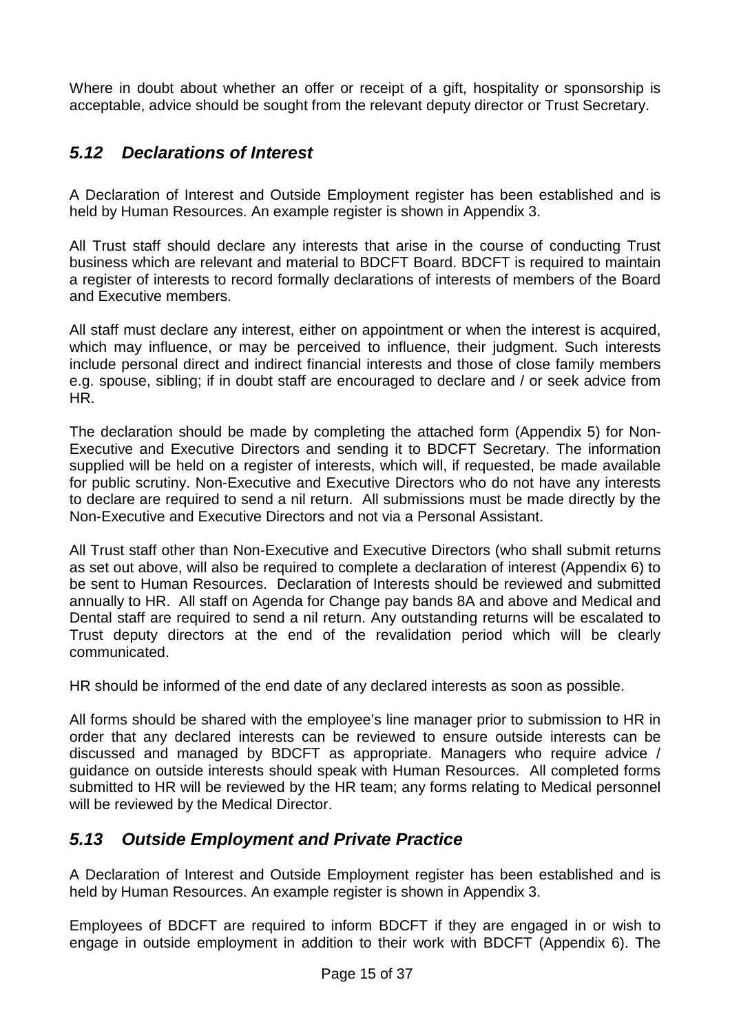Where in doubt about whether an offer or receipt of a gift, hospitality or sponsorship is acceptable, advice should be sought from the relevant deputy director or Trust Secretary.

## *5.12 Declarations of Interest*

A Declaration of Interest and Outside Employment register has been established and is held by Human Resources. An example register is shown in Appendix 3.

All Trust staff should declare any interests that arise in the course of conducting Trust business which are relevant and material to BDCFT Board. BDCFT is required to maintain a register of interests to record formally declarations of interests of members of the Board and Executive members.

All staff must declare any interest, either on appointment or when the interest is acquired, which may influence, or may be perceived to influence, their judgment. Such interests include personal direct and indirect financial interests and those of close family members e.g. spouse, sibling; if in doubt staff are encouraged to declare and / or seek advice from HR.

The declaration should be made by completing the attached form (Appendix 5) for Non-Executive and Executive Directors and sending it to BDCFT Secretary. The information supplied will be held on a register of interests, which will, if requested, be made available for public scrutiny. Non-Executive and Executive Directors who do not have any interests to declare are required to send a nil return. All submissions must be made directly by the Non-Executive and Executive Directors and not via a Personal Assistant.

All Trust staff other than Non-Executive and Executive Directors (who shall submit returns as set out above, will also be required to complete a declaration of interest (Appendix 6) to be sent to Human Resources. Declaration of Interests should be reviewed and submitted annually to HR. All staff on Agenda for Change pay bands 8A and above and Medical and Dental staff are required to send a nil return. Any outstanding returns will be escalated to Trust deputy directors at the end of the revalidation period which will be clearly communicated.

HR should be informed of the end date of any declared interests as soon as possible.

All forms should be shared with the employee's line manager prior to submission to HR in order that any declared interests can be reviewed to ensure outside interests can be discussed and managed by BDCFT as appropriate. Managers who require advice / guidance on outside interests should speak with Human Resources. All completed forms submitted to HR will be reviewed by the HR team; any forms relating to Medical personnel will be reviewed by the Medical Director.

## *5.13 Outside Employment and Private Practice*

A Declaration of Interest and Outside Employment register has been established and is held by Human Resources. An example register is shown in Appendix 3.

Employees of BDCFT are required to inform BDCFT if they are engaged in or wish to engage in outside employment in addition to their work with BDCFT (Appendix 6). The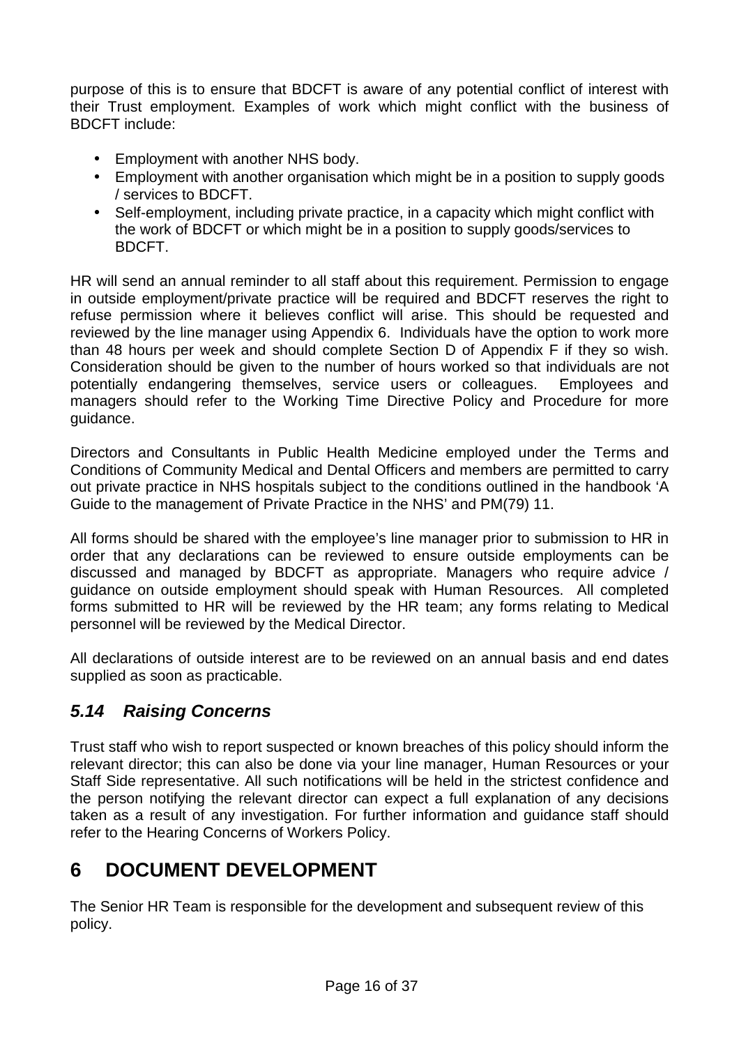purpose of this is to ensure that BDCFT is aware of any potential conflict of interest with their Trust employment. Examples of work which might conflict with the business of BDCFT include:

- Employment with another NHS body.
- Employment with another organisation which might be in a position to supply goods / services to BDCFT.
- Self-employment, including private practice, in a capacity which might conflict with the work of BDCFT or which might be in a position to supply goods/services to BDCFT.

HR will send an annual reminder to all staff about this requirement. Permission to engage in outside employment/private practice will be required and BDCFT reserves the right to refuse permission where it believes conflict will arise. This should be requested and reviewed by the line manager using Appendix 6. Individuals have the option to work more than 48 hours per week and should complete Section D of Appendix F if they so wish. Consideration should be given to the number of hours worked so that individuals are not potentially endangering themselves, service users or colleagues. Employees and managers should refer to the Working Time Directive Policy and Procedure for more guidance.

Directors and Consultants in Public Health Medicine employed under the Terms and Conditions of Community Medical and Dental Officers and members are permitted to carry out private practice in NHS hospitals subject to the conditions outlined in the handbook 'A Guide to the management of Private Practice in the NHS' and PM(79) 11.

All forms should be shared with the employee's line manager prior to submission to HR in order that any declarations can be reviewed to ensure outside employments can be discussed and managed by BDCFT as appropriate. Managers who require advice / guidance on outside employment should speak with Human Resources. All completed forms submitted to HR will be reviewed by the HR team; any forms relating to Medical personnel will be reviewed by the Medical Director.

All declarations of outside interest are to be reviewed on an annual basis and end dates supplied as soon as practicable.

### *5.14 Raising Concerns*

Trust staff who wish to report suspected or known breaches of this policy should inform the relevant director; this can also be done via your line manager, Human Resources or your Staff Side representative. All such notifications will be held in the strictest confidence and the person notifying the relevant director can expect a full explanation of any decisions taken as a result of any investigation. For further information and guidance staff should refer to the Hearing Concerns of Workers Policy.

# 6 DOCUMENT DEVELOPMENT

The Senior HR Team is responsible for the development and subsequent review of this policy.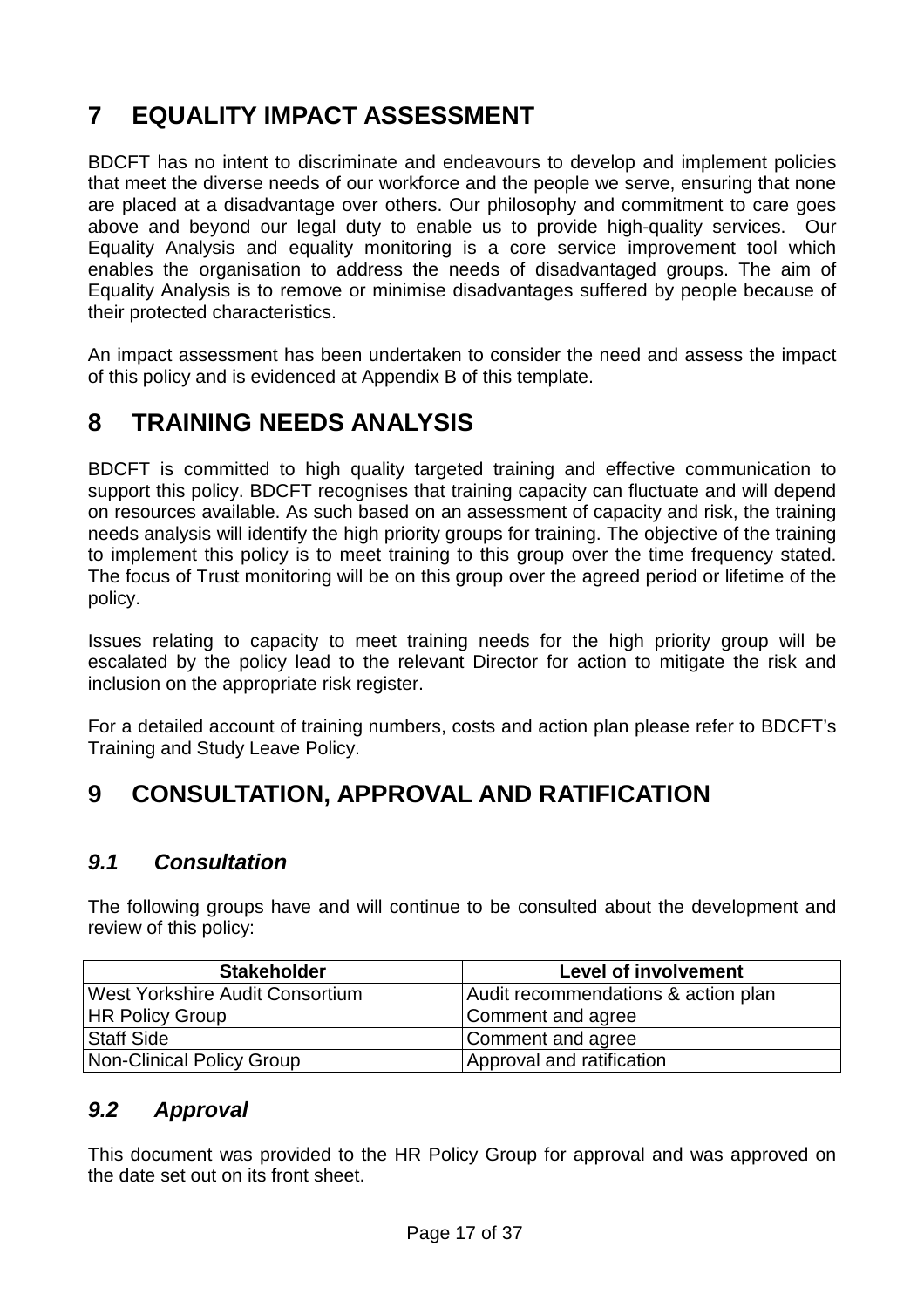# 7 EQUALITY IMPACT ASSESSMENT

BDCFT has no intent to discriminate and endeavours to develop and implement policies that meet the diverse needs of our workforce and the people we serve, ensuring that none are placed at a disadvantage over others. Our philosophy and commitment to care goes above and beyond our legal duty to enable us to provide high-quality services. Our Equality Analysis and equality monitoring is a core service improvement tool which enables the organisation to address the needs of disadvantaged groups. The aim of Equality Analysis is to remove or minimise disadvantages suffered by people because of their protected characteristics.

An impact assessment has been undertaken to consider the need and assess the impact of this policy and is evidenced at Appendix B of this template.

# 8 TRAINING NEEDS ANALYSIS

BDCFT is committed to high quality targeted training and effective communication to support this policy. BDCFT recognises that training capacity can fluctuate and will depend on resources available. As such based on an assessment of capacity and risk, the training needs analysis will identify the high priority groups for training. The objective of the training to implement this policy is to meet training to this group over the time frequency stated. The focus of Trust monitoring will be on this group over the agreed period or lifetime of the policy.

Issues relating to capacity to meet training needs for the high priority group will be escalated by the policy lead to the relevant Director for action to mitigate the risk and inclusion on the appropriate risk register.

For a detailed account of training numbers, costs and action plan please refer to BDCFT's Training and Study Leave Policy.

# 9 CONSULTATION, APPROVAL AND RATIFICATION

## *9.1 Consultation*

The following groups have and will continue to be consulted about the development and review of this policy:

| Stakeholder | Level of involvement |
|---|---|
| West Yorkshire Audit Consortium | Audit recommendations & action plan |
| HR Policy Group | Comment and agree |
| Staff Side | Comment and agree |
| Non-Clinical Policy Group | Approval and ratification |

## *9.2 Approval*

This document was provided to the HR Policy Group for approval and was approved on the date set out on its front sheet.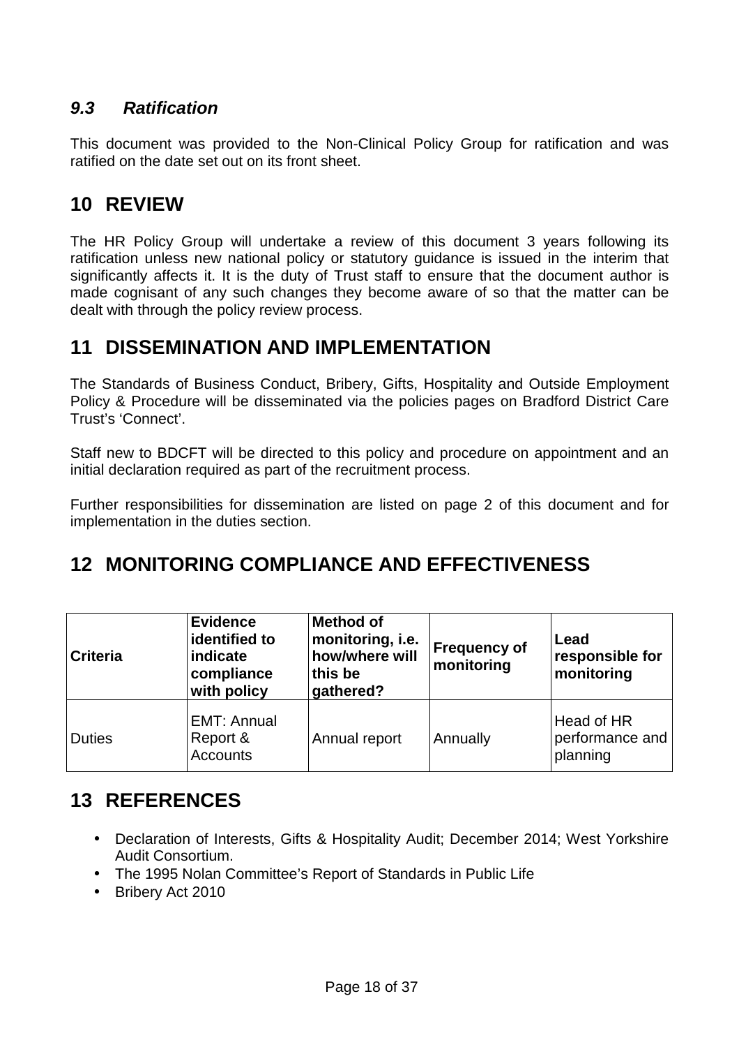### *9.3 Ratification*

This document was provided to the Non-Clinical Policy Group for ratification and was ratified on the date set out on its front sheet.

## 10 REVIEW

The HR Policy Group will undertake a review of this document 3 years following its ratification unless new national policy or statutory guidance is issued in the interim that significantly affects it. It is the duty of Trust staff to ensure that the document author is made cognisant of any such changes they become aware of so that the matter can be dealt with through the policy review process.

## 11 DISSEMINATION AND IMPLEMENTATION

The Standards of Business Conduct, Bribery, Gifts, Hospitality and Outside Employment Policy & Procedure will be disseminated via the policies pages on Bradford District Care Trust's 'Connect'.

Staff new to BDCFT will be directed to this policy and procedure on appointment and an initial declaration required as part of the recruitment process.

Further responsibilities for dissemination are listed on page 2 of this document and for implementation in the duties section.

## 12 MONITORING COMPLIANCE AND EFFECTIVENESS

| Criteria | Evidence identified to indicate compliance with policy | Method of monitoring, i.e. how/where will this be gathered? | Frequency of monitoring | Lead responsible for monitoring |
|---|---|---|---|---|
| Duties | EMT: Annual Report & Accounts | Annual report | Annually | Head of HR performance and planning |

## 13 REFERENCES

- Declaration of Interests, Gifts & Hospitality Audit; December 2014; West Yorkshire Audit Consortium.
- The 1995 Nolan Committee's Report of Standards in Public Life
- Bribery Act 2010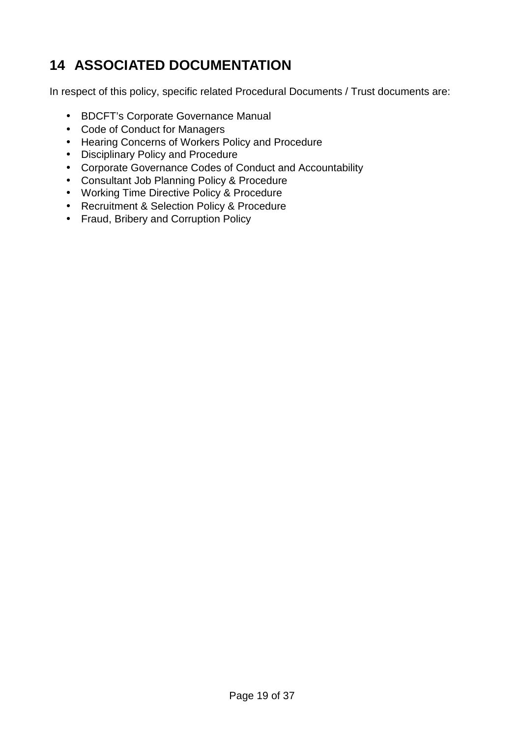# 14 ASSOCIATED DOCUMENTATION

In respect of this policy, specific related Procedural Documents / Trust documents are:

- BDCFT's Corporate Governance Manual
- Code of Conduct for Managers
- Hearing Concerns of Workers Policy and Procedure
- Disciplinary Policy and Procedure
- Corporate Governance Codes of Conduct and Accountability
- Consultant Job Planning Policy & Procedure
- Working Time Directive Policy & Procedure
- Recruitment & Selection Policy & Procedure
- Fraud, Bribery and Corruption Policy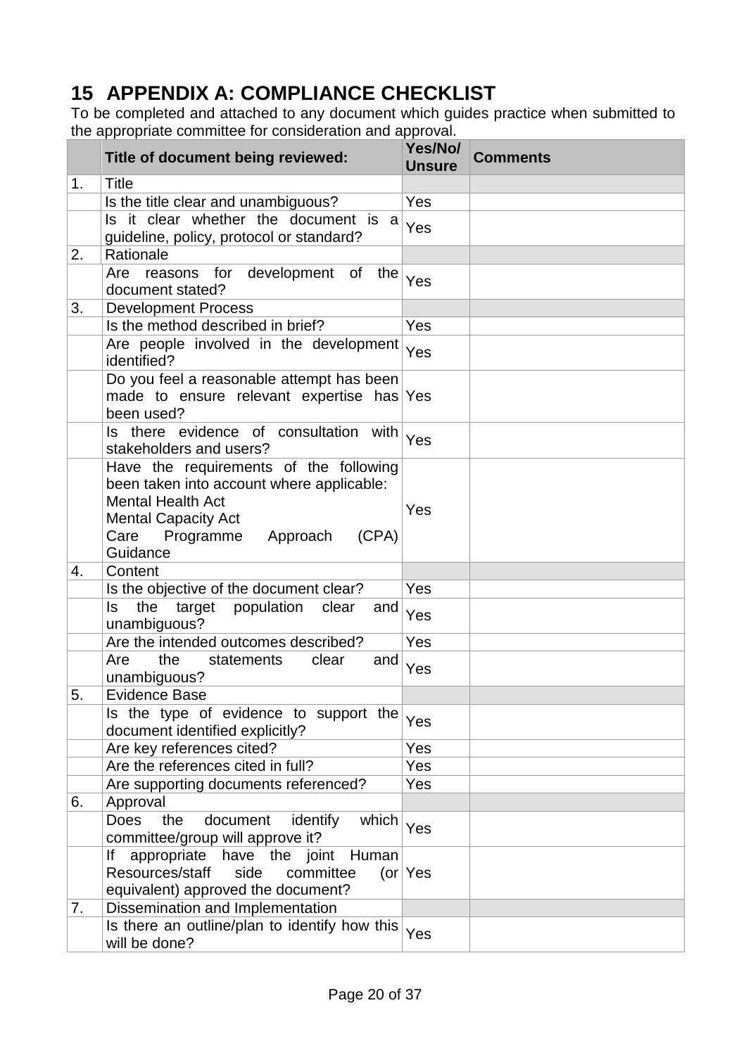## 15 APPENDIX A: COMPLIANCE CHECKLIST

To be completed and attached to any document which guides practice when submitted to the appropriate committee for consideration and approval.

| | Title of document being reviewed: | Yes/No/ Unsure | Comments |
|---|---|---|---|
| 1. | Title | | |
| | Is the title clear and unambiguous? | Yes | |
| | Is it clear whether the document is a guideline, policy, protocol or standard? | Yes | |
| 2. | Rationale | | |
| | Are reasons for development of the document stated? | Yes | |
| 3. | Development Process | | |
| | Is the method described in brief? | Yes | |
| | Are people involved in the development identified? | Yes | |
| | Do you feel a reasonable attempt has been made to ensure relevant expertise has been used? | Yes | |
| | Is there evidence of consultation with stakeholders and users? | Yes | |
| | Have the requirements of the following been taken into account where applicable:<br>Mental Health Act<br>Mental Capacity Act<br>Care Programme Approach (CPA) Guidance | Yes | |
| 4. | Content | | |
| | Is the objective of the document clear? | Yes | |
| | Is the target population clear and unambiguous? | Yes | |
| | Are the intended outcomes described? | Yes | |
| | Are the statements clear and unambiguous? | Yes | |
| 5. | Evidence Base | | |
| | Is the type of evidence to support the document identified explicitly? | Yes | |
| | Are key references cited? | Yes | |
| | Are the references cited in full? | Yes | |
| | Are supporting documents referenced? | Yes | |
| 6. | Approval | | |
| | Does the document identify which committee/group will approve it? | Yes | |
| | If appropriate have the joint Human Resources/staff side committee (or equivalent) approved the document? | Yes | |
| 7. | Dissemination and Implementation | | |
| | Is there an outline/plan to identify how this will be done? | Yes | |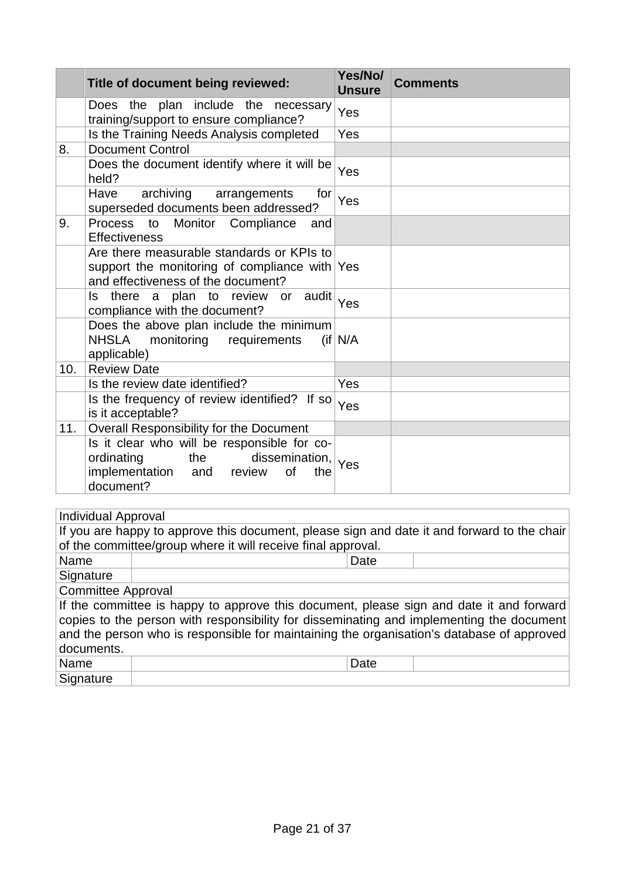| | Title of document being reviewed: | Yes/No/ Unsure | Comments |
|---|---|---|---|
| | Does the plan include the necessary training/support to ensure compliance? | Yes | |
| | Is the Training Needs Analysis completed | Yes | |
| 8. | Document Control | | |
| | Does the document identify where it will be held? | Yes | |
| | Have archiving arrangements for superseded documents been addressed? | Yes | |
| 9. | Process to Monitor Compliance and Effectiveness | | |
| | Are there measurable standards or KPIs to support the monitoring of compliance with and effectiveness of the document? | Yes | |
| | Is there a plan to review or audit compliance with the document? | Yes | |
| | Does the above plan include the minimum NHSLA monitoring requirements (if applicable) | N/A | |
| 10. | Review Date | | |
| | Is the review date identified? | Yes | |
| | Is the frequency of review identified? If so is it acceptable? | Yes | |
| 11. | Overall Responsibility for the Document | | |
| | Is it clear who will be responsible for co-ordinating the dissemination, implementation and review of the document? | Yes | |

| Individual Approval | | | |
|---|---|---|---|
| If you are happy to approve this document, please sign and date it and forward to the chair of the committee/group where it will receive final approval. | | | |
| Name | | Date | |
| Signature | | | |
| Committee Approval | | | |
| If the committee is happy to approve this document, please sign and date it and forward copies to the person with responsibility for disseminating and implementing the document and the person who is responsible for maintaining the organisation's database of approved documents. | | | |
| Name | | Date | |
| Signature | | | |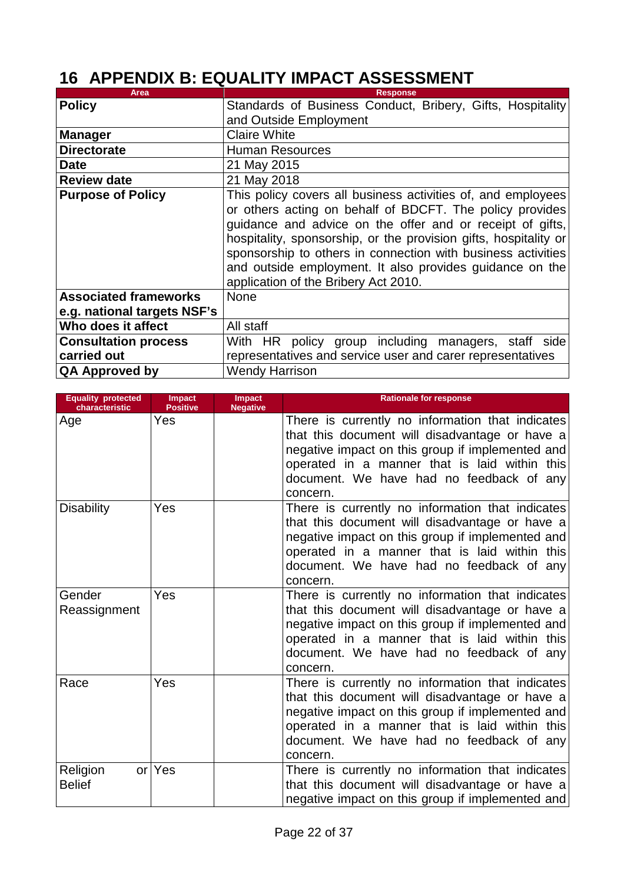# 16 APPENDIX B: EQUALITY IMPACT ASSESSMENT

| Area | Response |
|---|---|
| **Policy** | Standards of Business Conduct, Bribery, Gifts, Hospitality and Outside Employment |
| **Manager** | Claire White |
| **Directorate** | Human Resources |
| **Date** | 21 May 2015 |
| **Review date** | 21 May 2018 |
| **Purpose of Policy** | This policy covers all business activities of, and employees or others acting on behalf of BDCFT. The policy provides guidance and advice on the offer and or receipt of gifts, hospitality, sponsorship, or the provision gifts, hospitality or sponsorship to others in connection with business activities and outside employment. It also provides guidance on the application of the Bribery Act 2010. |
| **Associated frameworks e.g. national targets NSF's** | None |
| **Who does it affect** | All staff |
| **Consultation process carried out** | With HR policy group including managers, staff side representatives and service user and carer representatives |
| **QA Approved by** | Wendy Harrison |

| Equality protected characteristic | Impact Positive | Impact Negative | Rationale for response |
|---|---|---|---|
| Age | Yes | | There is currently no information that indicates that this document will disadvantage or have a negative impact on this group if implemented and operated in a manner that is laid within this document. We have had no feedback of any concern. |
| Disability | Yes | | There is currently no information that indicates that this document will disadvantage or have a negative impact on this group if implemented and operated in a manner that is laid within this document. We have had no feedback of any concern. |
| Gender Reassignment | Yes | | There is currently no information that indicates that this document will disadvantage or have a negative impact on this group if implemented and operated in a manner that is laid within this document. We have had no feedback of any concern. |
| Race | Yes | | There is currently no information that indicates that this document will disadvantage or have a negative impact on this group if implemented and operated in a manner that is laid within this document. We have had no feedback of any concern. |
| Religion or Belief | Yes | | There is currently no information that indicates that this document will disadvantage or have a negative impact on this group if implemented and |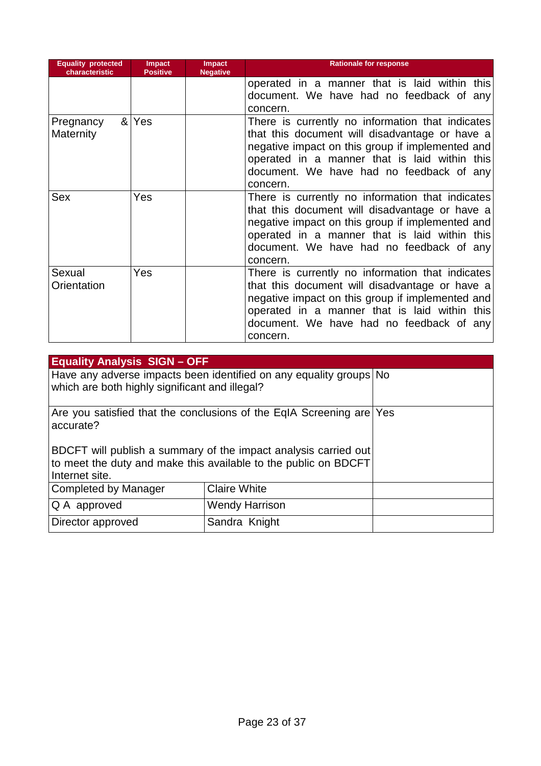| Equality protected characteristic | Impact Positive | Impact Negative | Rationale for response |
|---|---|---|---|
| | | | operated in a manner that is laid within this document. We have had no feedback of any concern. |
| Pregnancy & Maternity | Yes | | There is currently no information that indicates that this document will disadvantage or have a negative impact on this group if implemented and operated in a manner that is laid within this document. We have had no feedback of any concern. |
| Sex | Yes | | There is currently no information that indicates that this document will disadvantage or have a negative impact on this group if implemented and operated in a manner that is laid within this document. We have had no feedback of any concern. |
| Sexual Orientation | Yes | | There is currently no information that indicates that this document will disadvantage or have a negative impact on this group if implemented and operated in a manner that is laid within this document. We have had no feedback of any concern. |

| Equality Analysis SIGN – OFF | | |
|---|---|---|
| Have any adverse impacts been identified on any equality groups which are both highly significant and illegal? | | No |
| Are you satisfied that the conclusions of the EqIA Screening are accurate? BDCFT will publish a summary of the impact analysis carried out to meet the duty and make this available to the public on BDCFT Internet site. | | Yes |
| Completed by Manager | Claire White | |
| Q A approved | Wendy Harrison | |
| Director approved | Sandra Knight | |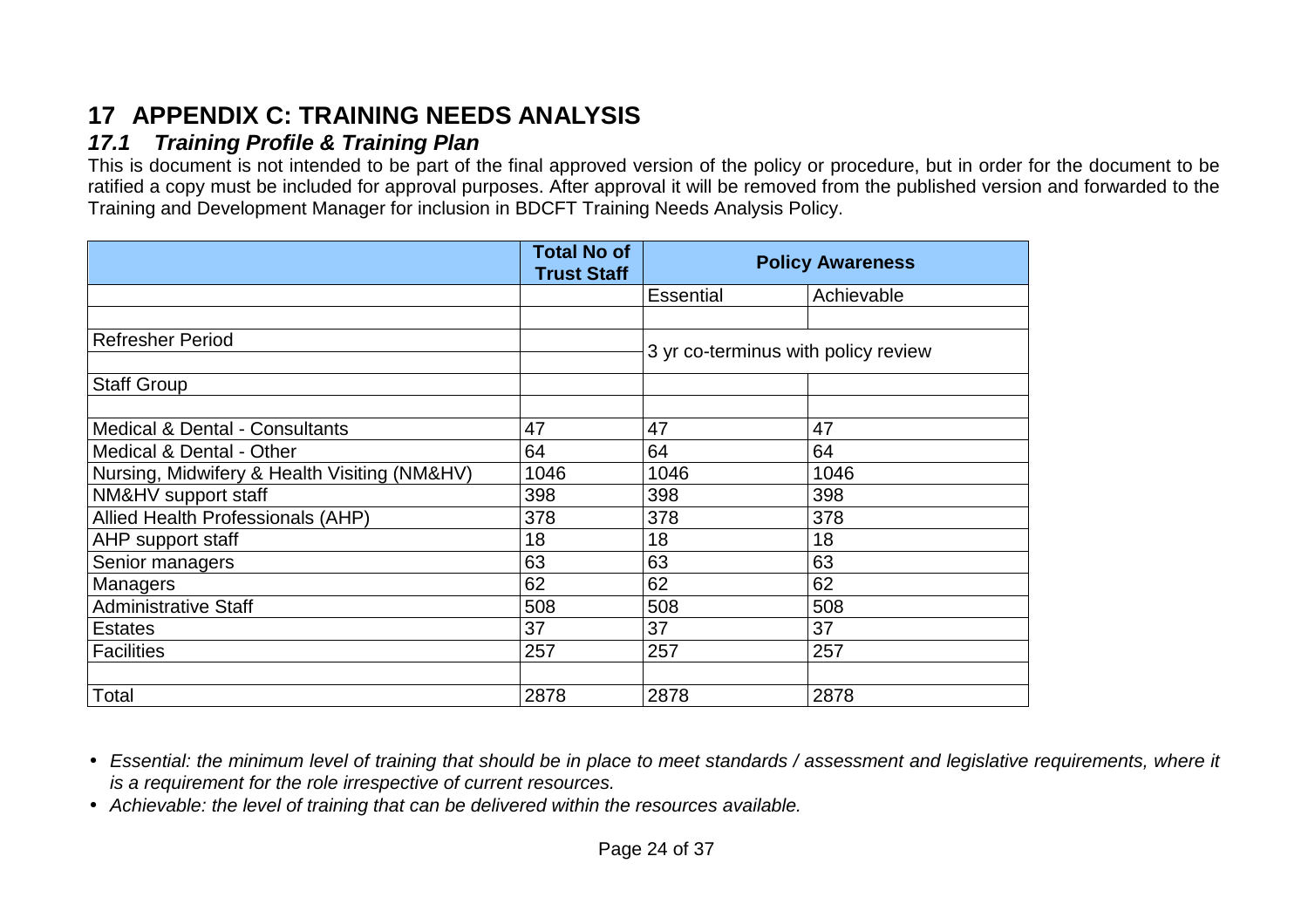# 17 APPENDIX C: TRAINING NEEDS ANALYSIS

## *17.1 Training Profile & Training Plan*

This is document is not intended to be part of the final approved version of the policy or procedure, but in order for the document to be ratified a copy must be included for approval purposes. After approval it will be removed from the published version and forwarded to the Training and Development Manager for inclusion in BDCFT Training Needs Analysis Policy.

| | **Total No of Trust Staff** | **Policy Awareness** | |
|---|---|---|---|
| | | Essential | Achievable |
| | | | |
| Refresher Period | | 3 yr co-terminus with policy review | |
| | | | |
| Staff Group | | | |
| | | | |
| Medical & Dental - Consultants | 47 | 47 | 47 |
| Medical & Dental - Other | 64 | 64 | 64 |
| Nursing, Midwifery & Health Visiting (NM&HV) | 1046 | 1046 | 1046 |
| NM&HV support staff | 398 | 398 | 398 |
| Allied Health Professionals (AHP) | 378 | 378 | 378 |
| AHP support staff | 18 | 18 | 18 |
| Senior managers | 63 | 63 | 63 |
| Managers | 62 | 62 | 62 |
| Administrative Staff | 508 | 508 | 508 |
| Estates | 37 | 37 | 37 |
| Facilities | 257 | 257 | 257 |
| | | | |
| Total | 2878 | 2878 | 2878 |

- *Essential: the minimum level of training that should be in place to meet standards / assessment and legislative requirements, where it is a requirement for the role irrespective of current resources.*
- *Achievable: the level of training that can be delivered within the resources available.*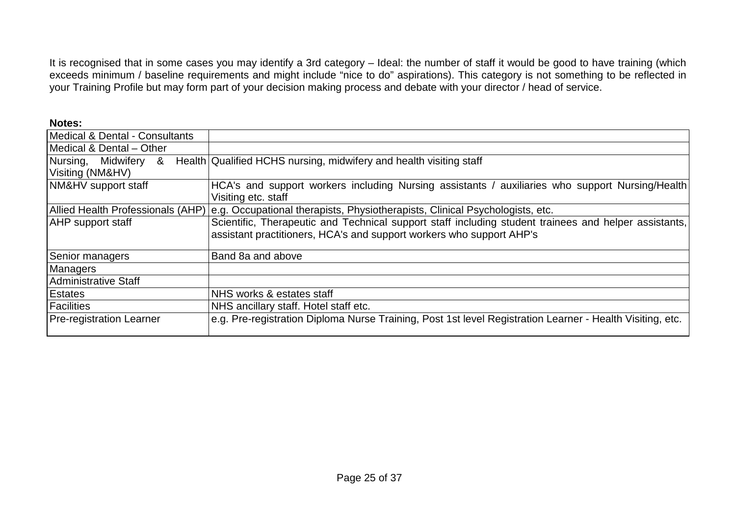It is recognised that in some cases you may identify a 3rd category – Ideal: the number of staff it would be good to have training (which exceeds minimum / baseline requirements and might include "nice to do" aspirations). This category is not something to be reflected in your Training Profile but may form part of your decision making process and debate with your director / head of service.

**Notes:**

| | |
|---|---|
| Medical & Dental - Consultants | |
| Medical & Dental – Other | |
| Nursing, Midwifery & Health Visiting (NM&HV) | Qualified HCHS nursing, midwifery and health visiting staff |
| NM&HV support staff | HCA's and support workers including Nursing assistants / auxiliaries who support Nursing/Health Visiting etc. staff |
| Allied Health Professionals (AHP) | e.g. Occupational therapists, Physiotherapists, Clinical Psychologists, etc. |
| AHP support staff | Scientific, Therapeutic and Technical support staff including student trainees and helper assistants, assistant practitioners, HCA's and support workers who support AHP's |
| Senior managers | Band 8a and above |
| Managers | |
| Administrative Staff | |
| Estates | NHS works & estates staff |
| Facilities | NHS ancillary staff. Hotel staff etc. |
| Pre-registration Learner | e.g. Pre-registration Diploma Nurse Training, Post 1st level Registration Learner - Health Visiting, etc. |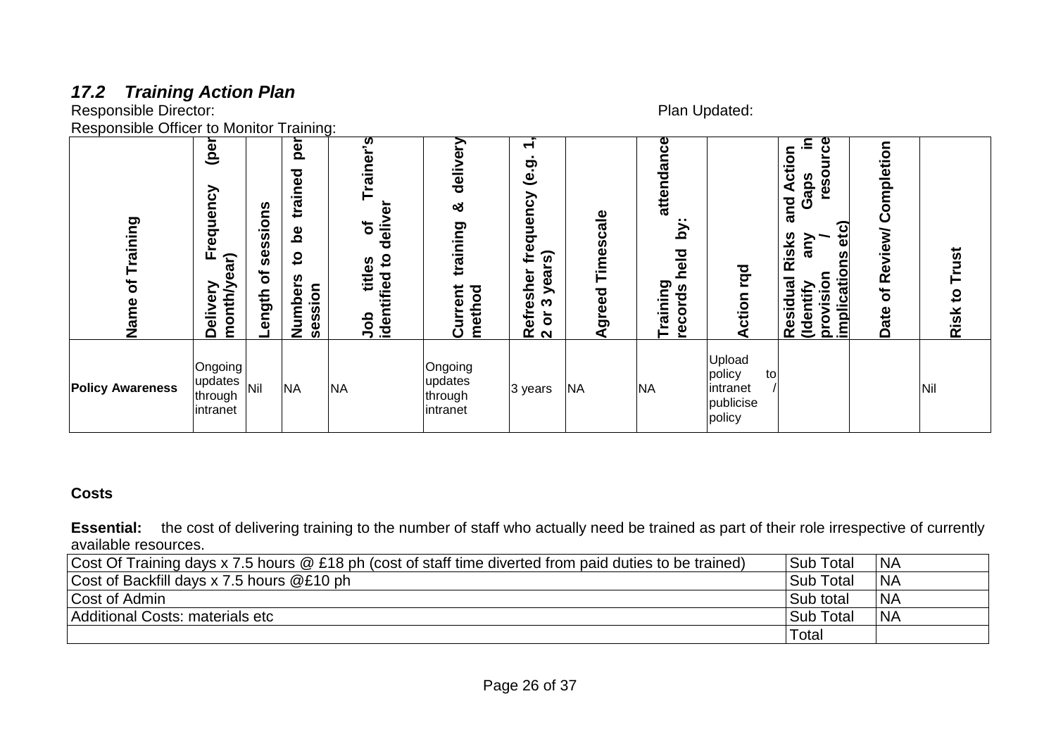### *17.2 Training Action Plan*

Responsible Director: Plan Updated:

Responsible Officer to Monitor Training:

| Name of Training | Delivery Frequency (per month/year) | Length of sessions | Numbers to be trained per session | Job titles of Trainer's identified to deliver | Current training & delivery method | Refresher frequency (e.g. 1, 2 or 3 years) | Agreed Timescale | Training attendance records held by: | Action rqd | Residual Risks and Action (Identify any Gaps in provision / resource implications etc) | Date of Review/ Completion | Risk to Trust |
|---|---|---|---|---|---|---|---|---|---|---|---|---|
| **Policy Awareness** | Ongoing updates through intranet | Nil | NA | NA | Ongoing updates through intranet | 3 years | NA | NA | Upload policy to intranet / publicise policy | | | Nil |

**Costs**

**Essential:** the cost of delivering training to the number of staff who actually need be trained as part of their role irrespective of currently available resources.

| | | |
|---|---|---|
| Cost Of Training days x 7.5 hours @ £18 ph (cost of staff time diverted from paid duties to be trained) | Sub Total | NA |
| Cost of Backfill days x 7.5 hours @£10 ph | Sub Total | NA |
| Cost of Admin | Sub total | NA |
| Additional Costs: materials etc | Sub Total | NA |
| | Total | |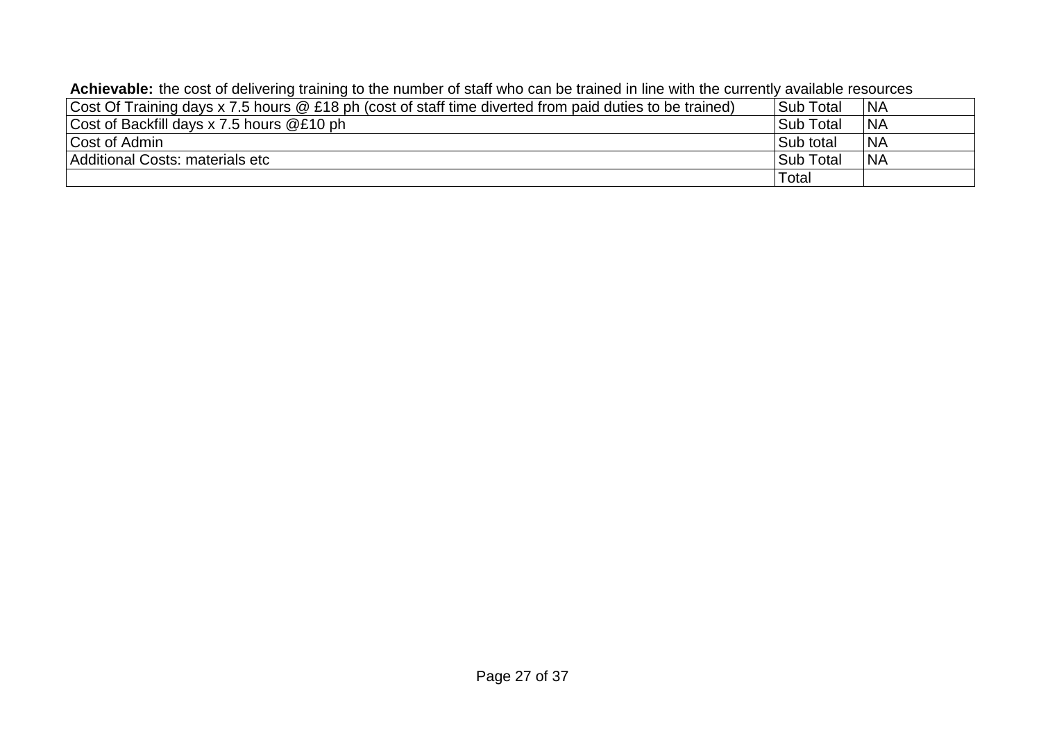**Achievable:** the cost of delivering training to the number of staff who can be trained in line with the currently available resources

| | | |
|---|---|---|
| Cost Of Training days x 7.5 hours @ £18 ph (cost of staff time diverted from paid duties to be trained) | Sub Total | NA |
| Cost of Backfill days x 7.5 hours @£10 ph | Sub Total | NA |
| Cost of Admin | Sub total | NA |
| Additional Costs: materials etc | Sub Total | NA |
| | Total | |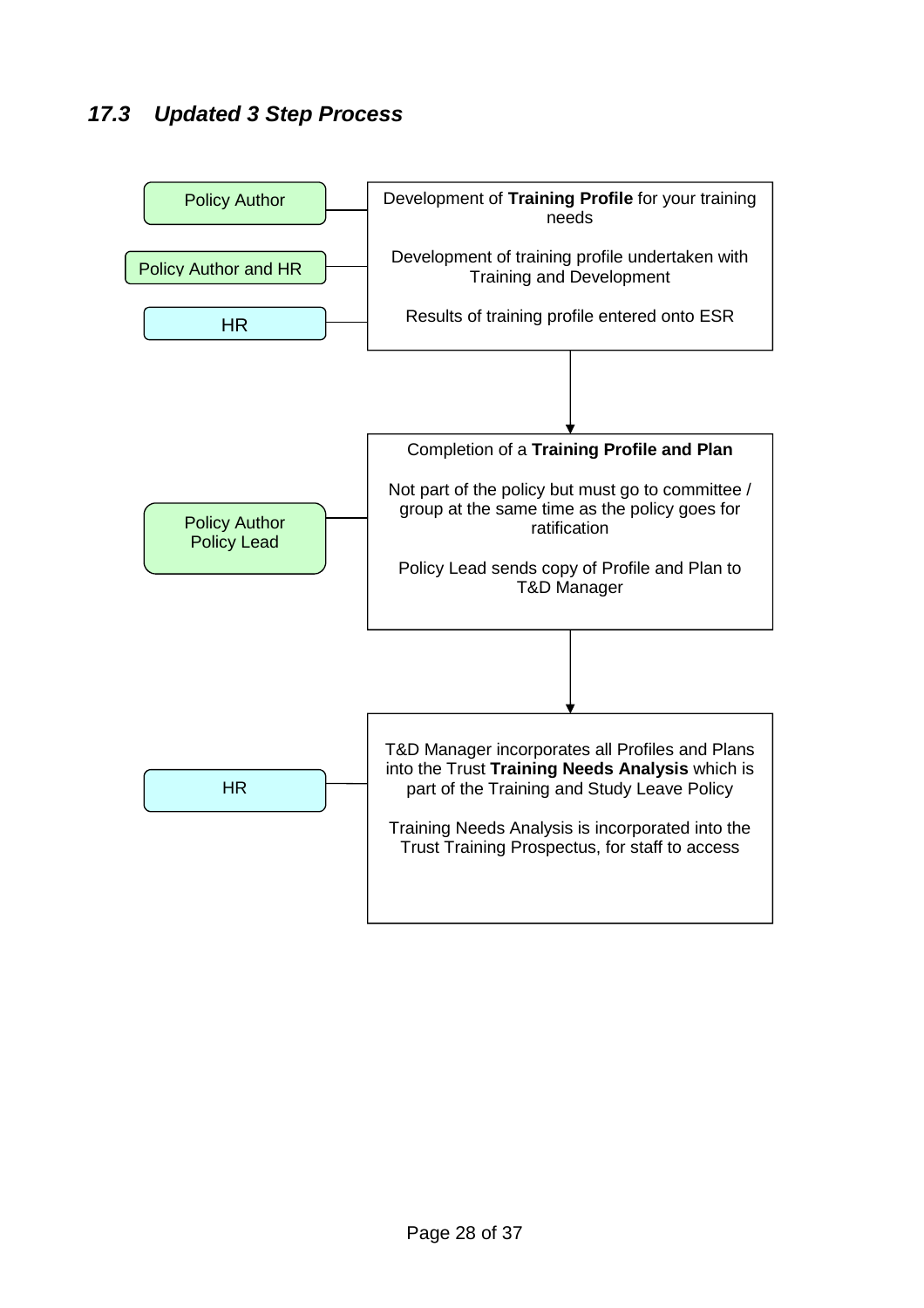## 17.3 Updated 3 Step Process

| Responsibility | Step |
| --- | --- |
| Policy Author | Development of **Training Profile** for your training needs |
| Policy Author and HR | Development of training profile undertaken with Training and Development |
| HR | Results of training profile entered onto ESR |

↓

| Responsibility | Step |
| --- | --- |
| Policy Author<br>Policy Lead | Completion of a **Training Profile and Plan**<br><br>Not part of the policy but must go to committee / group at the same time as the policy goes for ratification<br><br>Policy Lead sends copy of Profile and Plan to T&D Manager |

↓

| Responsibility | Step |
| --- | --- |
| HR | T&D Manager incorporates all Profiles and Plans into the Trust **Training Needs Analysis** which is part of the Training and Study Leave Policy<br><br>Training Needs Analysis is incorporated into the Trust Training Prospectus, for staff to access |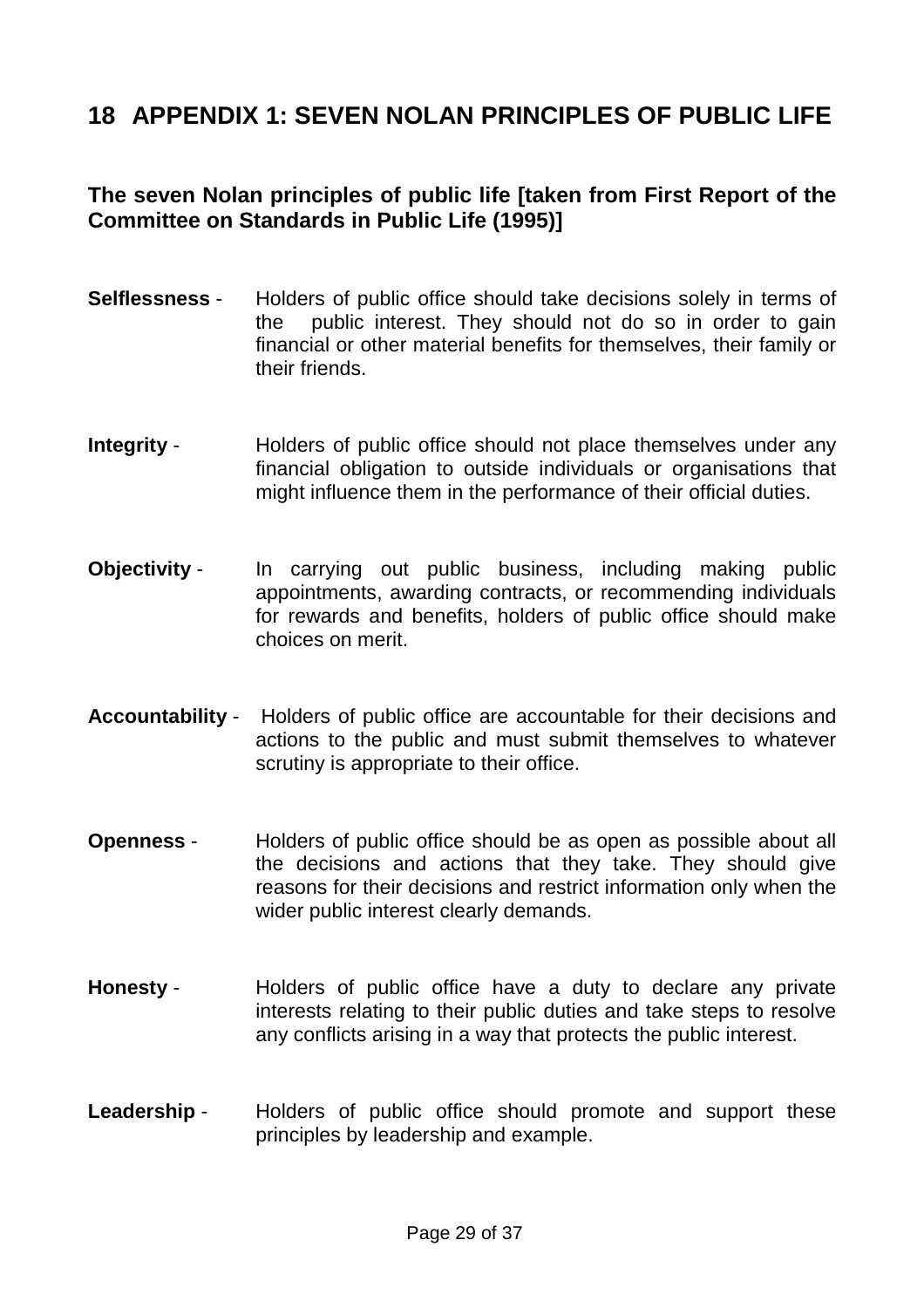# 18 APPENDIX 1: SEVEN NOLAN PRINCIPLES OF PUBLIC LIFE

**The seven Nolan principles of public life [taken from First Report of the Committee on Standards in Public Life (1995)]**

**Selflessness** - Holders of public office should take decisions solely in terms of the public interest. They should not do so in order to gain financial or other material benefits for themselves, their family or their friends.

**Integrity** - Holders of public office should not place themselves under any financial obligation to outside individuals or organisations that might influence them in the performance of their official duties.

**Objectivity** - In carrying out public business, including making public appointments, awarding contracts, or recommending individuals for rewards and benefits, holders of public office should make choices on merit.

**Accountability** - Holders of public office are accountable for their decisions and actions to the public and must submit themselves to whatever scrutiny is appropriate to their office.

**Openness** - Holders of public office should be as open as possible about all the decisions and actions that they take. They should give reasons for their decisions and restrict information only when the wider public interest clearly demands.

**Honesty** - Holders of public office have a duty to declare any private interests relating to their public duties and take steps to resolve any conflicts arising in a way that protects the public interest.

**Leadership** - Holders of public office should promote and support these principles by leadership and example.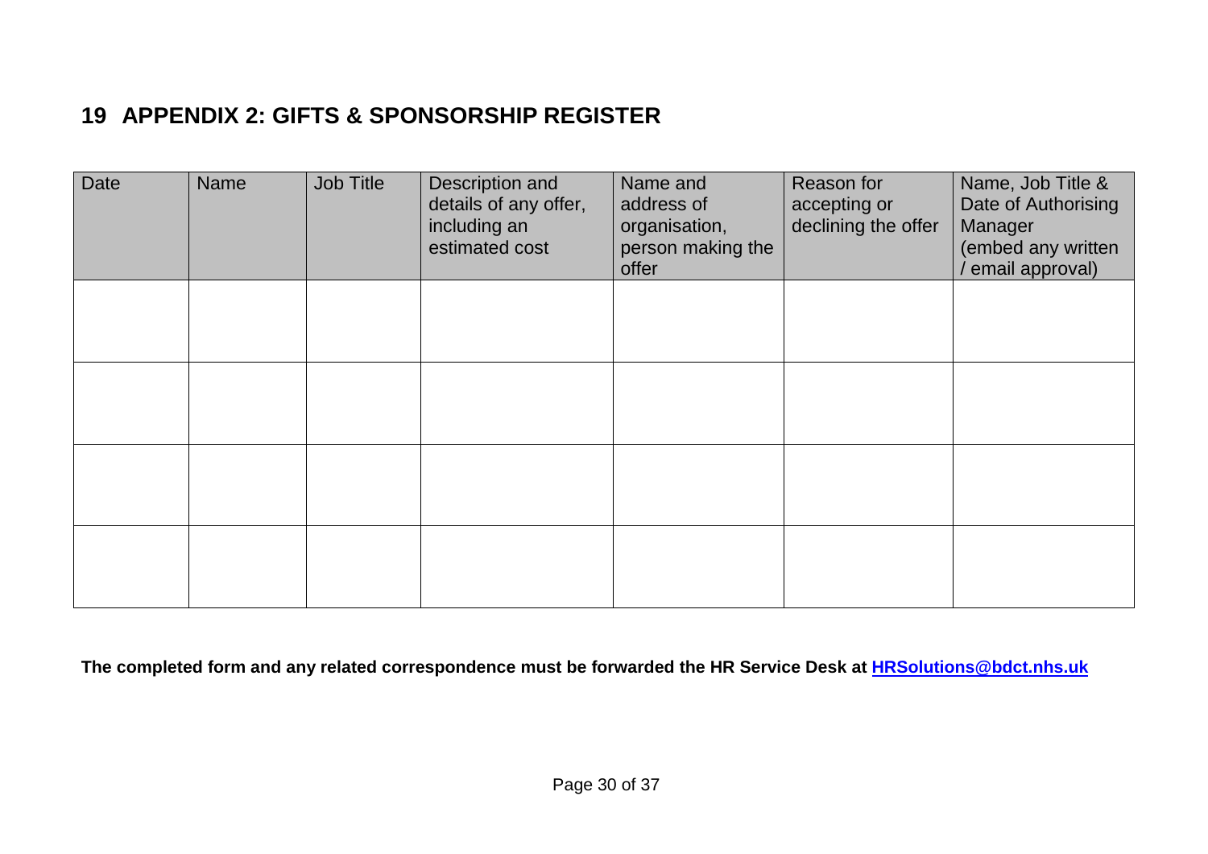## 19 APPENDIX 2: GIFTS & SPONSORSHIP REGISTER

| Date | Name | Job Title | Description and details of any offer, including an estimated cost | Name and address of organisation, person making the offer | Reason for accepting or declining the offer | Name, Job Title & Date of Authorising Manager (embed any written / email approval) |
|---|---|---|---|---|---|---|
| | | | | | | |
| | | | | | | |
| | | | | | | |
| | | | | | | |

**The completed form and any related correspondence must be forwarded the HR Service Desk at [HRSolutions@bdct.nhs.uk](mailto:HRSolutions@bdct.nhs.uk)**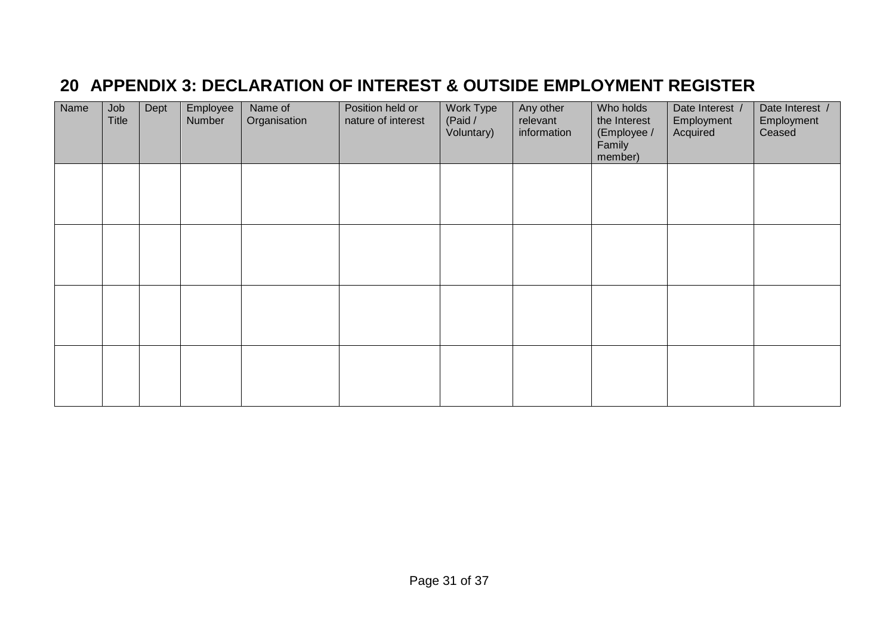## 20 APPENDIX 3: DECLARATION OF INTEREST & OUTSIDE EMPLOYMENT REGISTER

| Name | Job Title | Dept | Employee Number | Name of Organisation | Position held or nature of interest | Work Type (Paid / Voluntary) | Any other relevant information | Who holds the Interest (Employee / Family member) | Date Interest / Employment Acquired | Date Interest / Employment Ceased |
|---|---|---|---|---|---|---|---|---|---|---|
| | | | | | | | | | | |
| | | | | | | | | | | |
| | | | | | | | | | | |
| | | | | | | | | | | |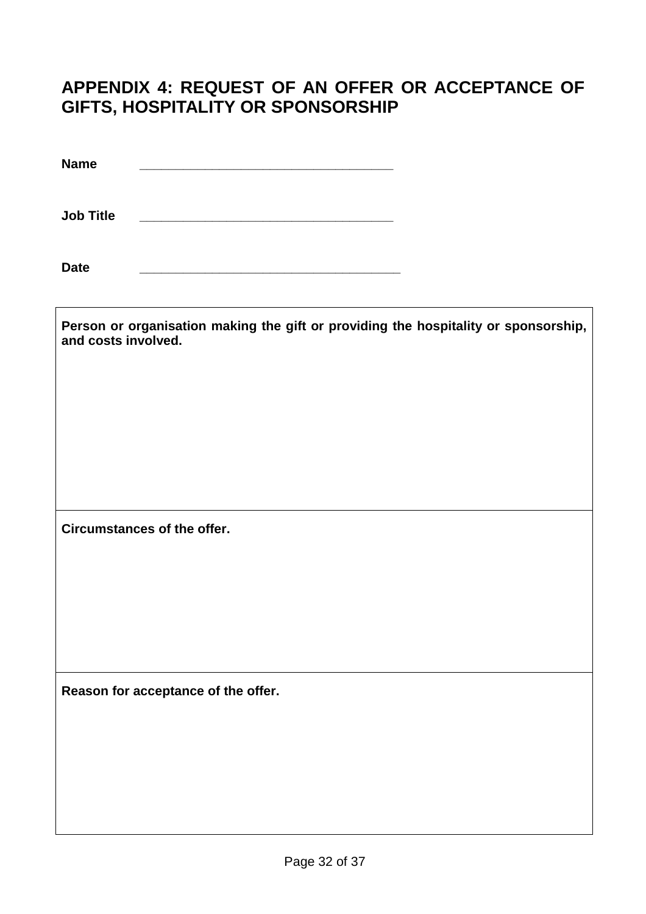## APPENDIX 4: REQUEST OF AN OFFER OR ACCEPTANCE OF GIFTS, HOSPITALITY OR SPONSORSHIP

**Name** ___________________________________

**Job Title** ___________________________________

**Date** ____________________________________

| **Person or organisation making the gift or providing the hospitality or sponsorship, and costs involved.** |
|---|
| **Circumstances of the offer.** |
| **Reason for acceptance of the offer.** |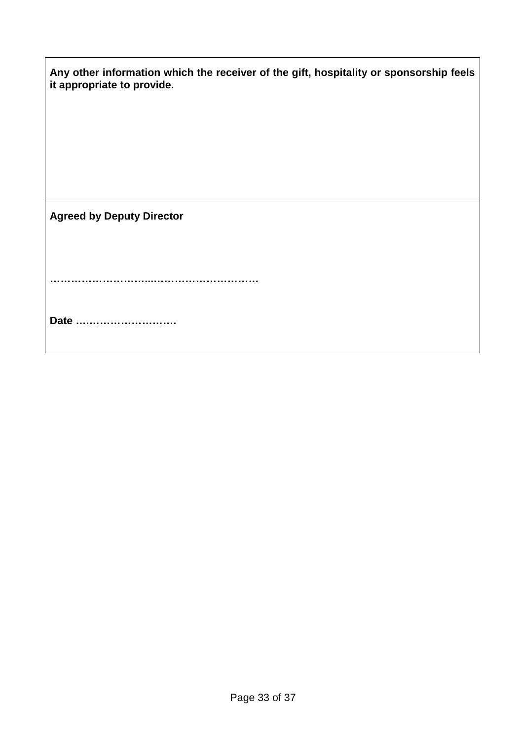| **Any other information which the receiver of the gift, hospitality or sponsorship feels it appropriate to provide.** |
|---|
| **Agreed by Deputy Director**<br><br>**……………………...…………………………**<br><br>**Date ……………………….** |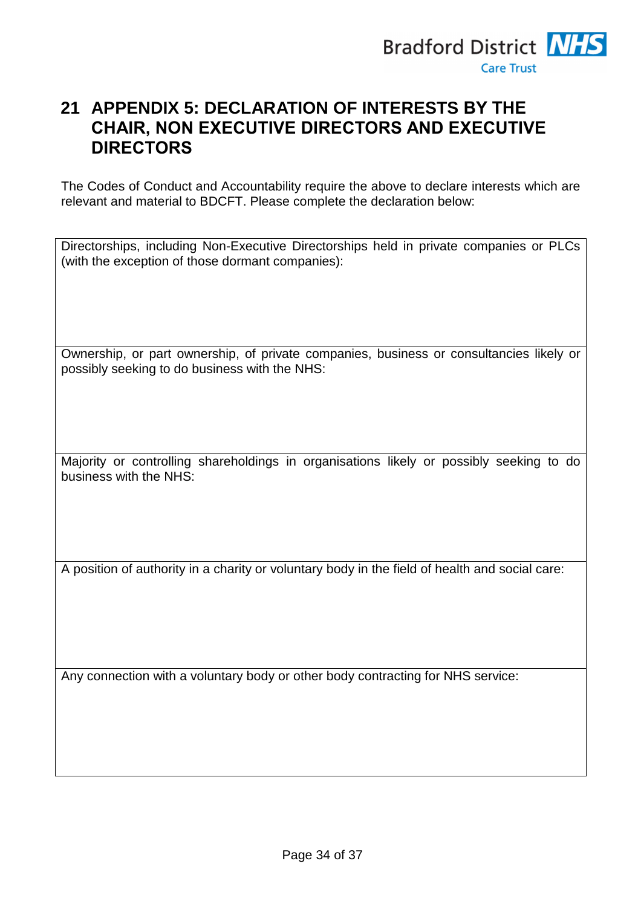## 21 APPENDIX 5: DECLARATION OF INTERESTS BY THE CHAIR, NON EXECUTIVE DIRECTORS AND EXECUTIVE DIRECTORS

The Codes of Conduct and Accountability require the above to declare interests which are relevant and material to BDCFT. Please complete the declaration below:

| Directorships, including Non-Executive Directorships held in private companies or PLCs (with the exception of those dormant companies): |
|---|
| Ownership, or part ownership, of private companies, business or consultancies likely or possibly seeking to do business with the NHS: |
| Majority or controlling shareholdings in organisations likely or possibly seeking to do business with the NHS: |
| A position of authority in a charity or voluntary body in the field of health and social care: |
| Any connection with a voluntary body or other body contracting for NHS service: |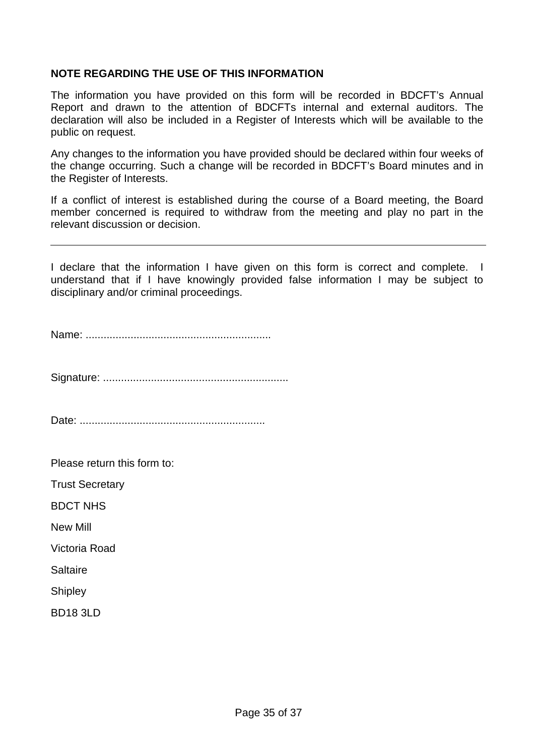**NOTE REGARDING THE USE OF THIS INFORMATION**

The information you have provided on this form will be recorded in BDCFT's Annual Report and drawn to the attention of BDCFTs internal and external auditors. The declaration will also be included in a Register of Interests which will be available to the public on request.

Any changes to the information you have provided should be declared within four weeks of the change occurring. Such a change will be recorded in BDCFT's Board minutes and in the Register of Interests.

If a conflict of interest is established during the course of a Board meeting, the Board member concerned is required to withdraw from the meeting and play no part in the relevant discussion or decision.

---

I declare that the information I have given on this form is correct and complete. I understand that if I have knowingly provided false information I may be subject to disciplinary and/or criminal proceedings.

Name: .............................................................

Signature: .............................................................

Date: .............................................................

Please return this form to:

Trust Secretary

BDCT NHS

New Mill

Victoria Road

Saltaire

Shipley

BD18 3LD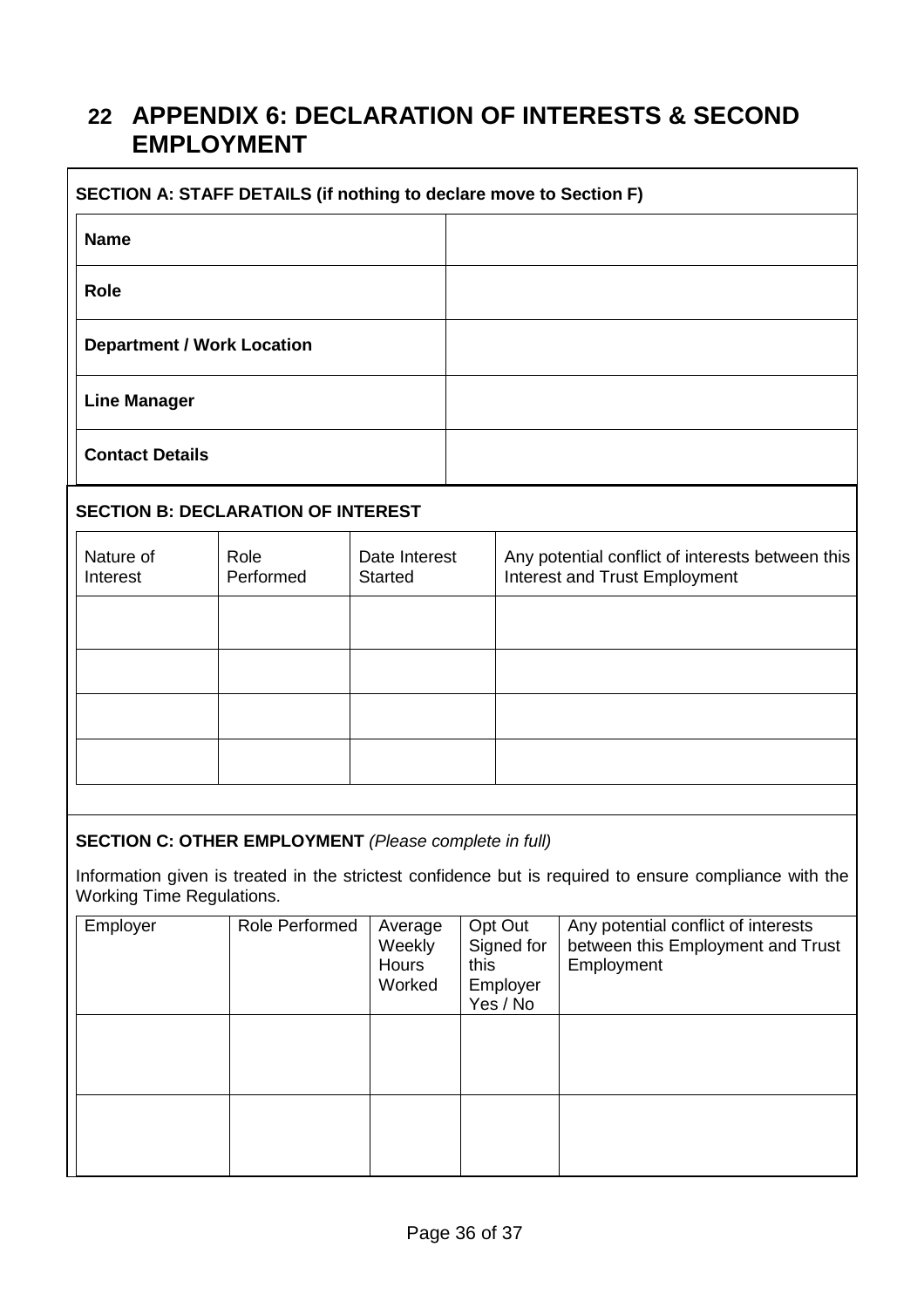# 22 APPENDIX 6: DECLARATION OF INTERESTS & SECOND EMPLOYMENT

**SECTION A: STAFF DETAILS (if nothing to declare move to Section F)**

| | |
|---|---|
| **Name** | |
| **Role** | |
| **Department / Work Location** | |
| **Line Manager** | |
| **Contact Details** | |

**SECTION B: DECLARATION OF INTEREST**

| Nature of Interest | Role Performed | Date Interest Started | Any potential conflict of interests between this Interest and Trust Employment |
|---|---|---|---|
| | | | |
| | | | |
| | | | |
| | | | |

**SECTION C: OTHER EMPLOYMENT** *(Please complete in full)*

Information given is treated in the strictest confidence but is required to ensure compliance with the Working Time Regulations.

| Employer | Role Performed | Average Weekly Hours Worked | Opt Out Signed for this Employer Yes / No | Any potential conflict of interests between this Employment and Trust Employment |
|---|---|---|---|---|
| | | | | |
| | | | | |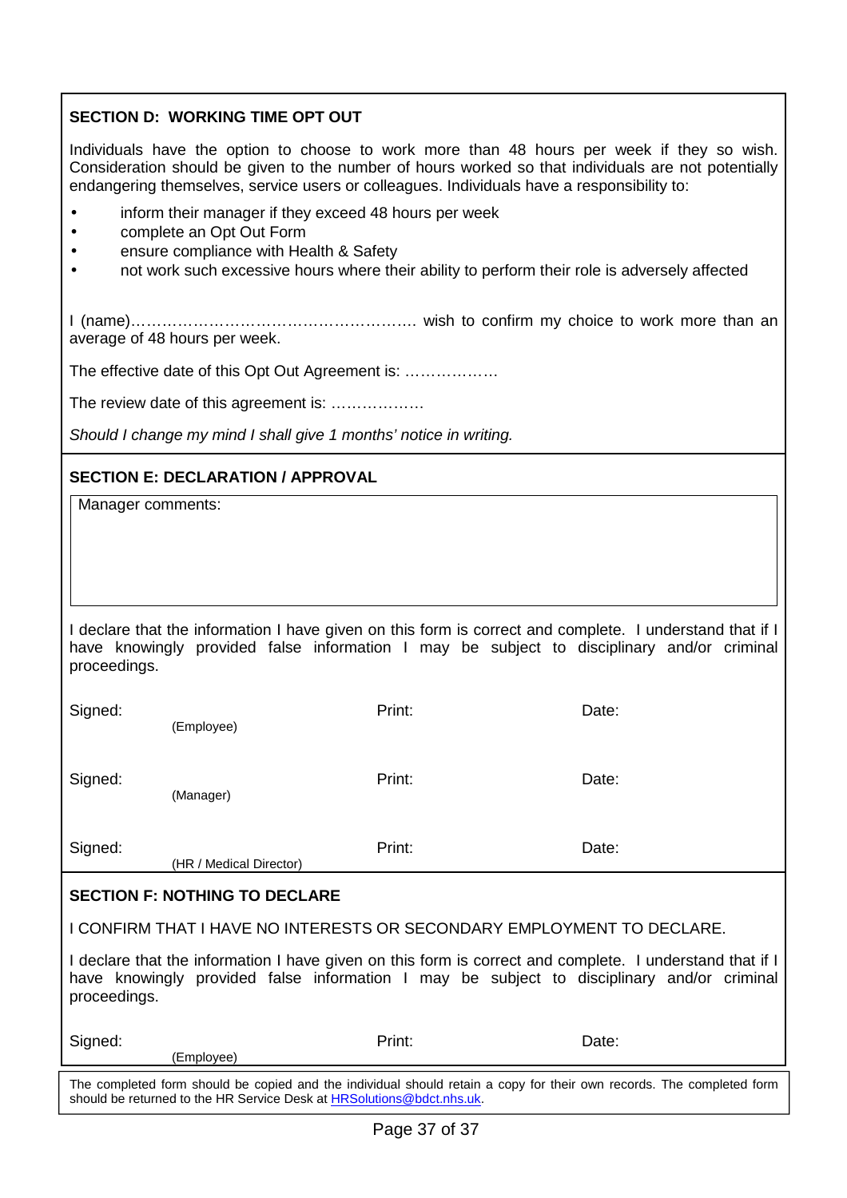## SECTION D: WORKING TIME OPT OUT

Individuals have the option to choose to work more than 48 hours per week if they so wish. Consideration should be given to the number of hours worked so that individuals are not potentially endangering themselves, service users or colleagues. Individuals have a responsibility to:

- inform their manager if they exceed 48 hours per week
- complete an Opt Out Form
- ensure compliance with Health & Safety
- not work such excessive hours where their ability to perform their role is adversely affected

I (name)………………………………………………. wish to confirm my choice to work more than an average of 48 hours per week.

The effective date of this Opt Out Agreement is: ………………

The review date of this agreement is: ………………

*Should I change my mind I shall give 1 months' notice in writing.*

## SECTION E: DECLARATION / APPROVAL

Manager comments:

I declare that the information I have given on this form is correct and complete. I understand that if I have knowingly provided false information I may be subject to disciplinary and/or criminal proceedings.

| | | |
|---|---|---|
| Signed: (Employee) | Print: | Date: |
| Signed: (Manager) | Print: | Date: |
| Signed: (HR / Medical Director) | Print: | Date: |

## SECTION F: NOTHING TO DECLARE

I CONFIRM THAT I HAVE NO INTERESTS OR SECONDARY EMPLOYMENT TO DECLARE.

I declare that the information I have given on this form is correct and complete. I understand that if I have knowingly provided false information I may be subject to disciplinary and/or criminal proceedings.

| | | |
|---|---|---|
| Signed: (Employee) | Print: | Date: |

The completed form should be copied and the individual should retain a copy for their own records. The completed form should be returned to the HR Service Desk at HRSolutions@bdct.nhs.uk.